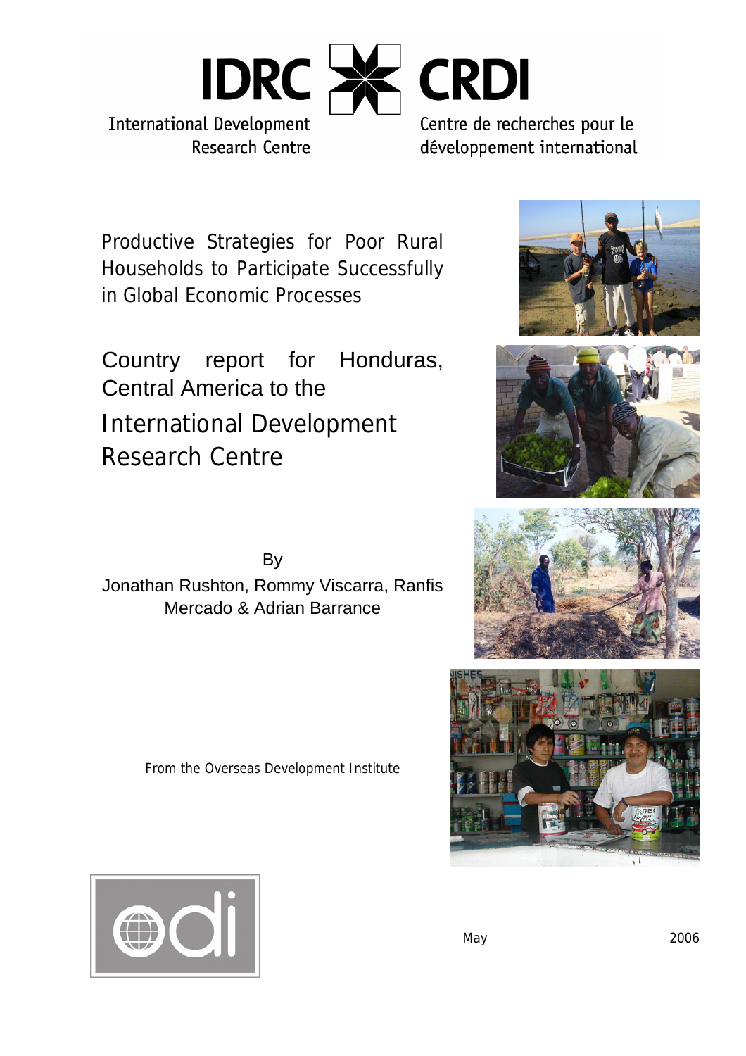IDRC CRDI

International Development Research Centre

Centre de recherches pour le développement international

# Productive Strategies for Poor Rural Households to Participate Successfully in Global Economic Processes

## Country report for Honduras, Central America to the International Development Research Centre

By

Jonathan Rushton, Rommy Viscarra, Ranfis Mercado & Adrian Barrance

From the Overseas Development Institute

odi

May 2006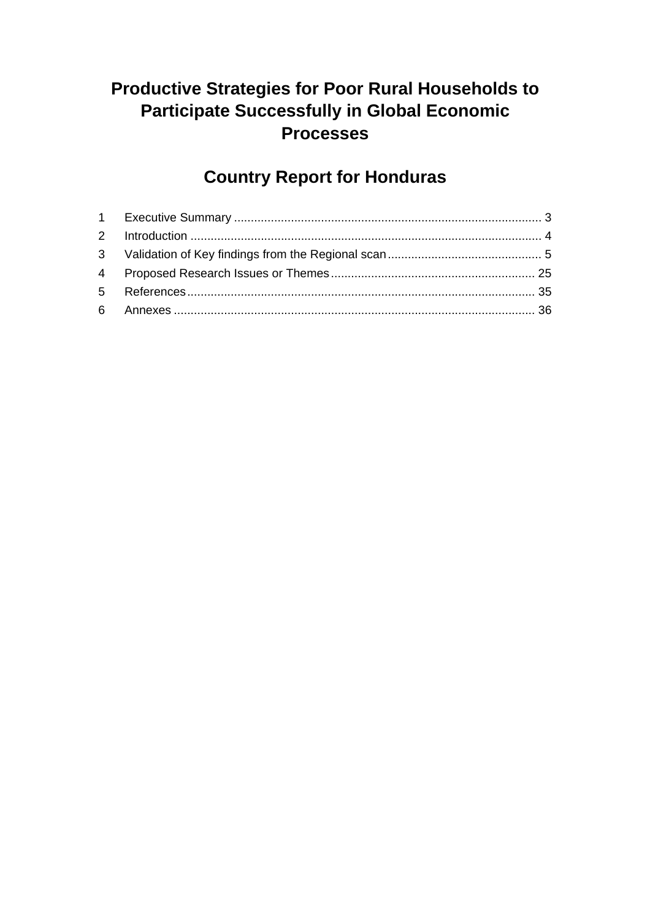# Productive Strategies for Poor Rural Households to Participate Successfully in Global Economic Processes

## Country Report for Honduras

1 Executive Summary ........................................................................................... 3
2 Introduction ........................................................................................................ 4
3 Validation of Key findings from the Regional scan ............................................. 5
4 Proposed Research Issues or Themes ............................................................ 25
5 References ....................................................................................................... 35
6 Annexes ........................................................................................................... 36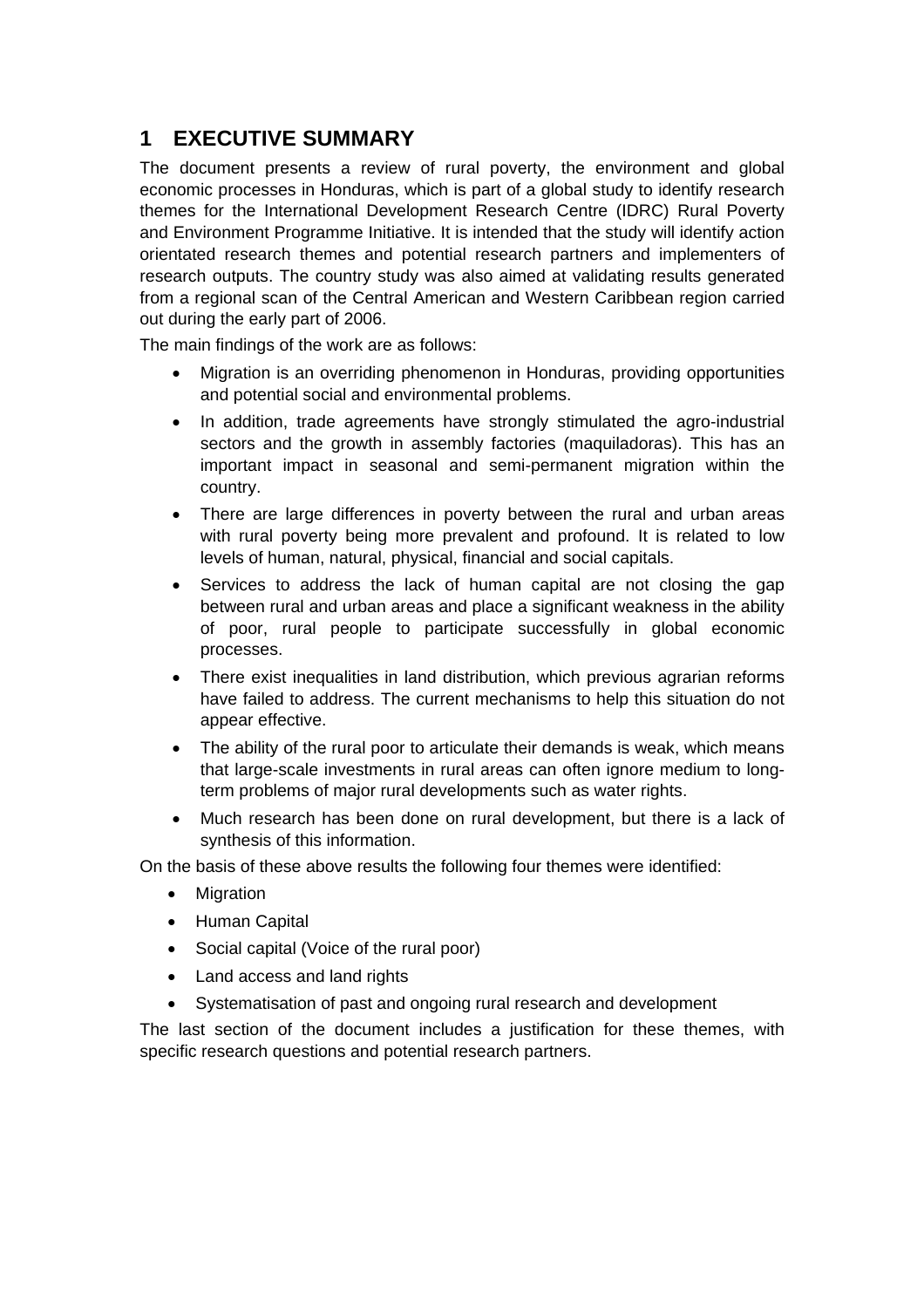# 1 EXECUTIVE SUMMARY

The document presents a review of rural poverty, the environment and global economic processes in Honduras, which is part of a global study to identify research themes for the International Development Research Centre (IDRC) Rural Poverty and Environment Programme Initiative. It is intended that the study will identify action orientated research themes and potential research partners and implementers of research outputs. The country study was also aimed at validating results generated from a regional scan of the Central American and Western Caribbean region carried out during the early part of 2006.

The main findings of the work are as follows:

- Migration is an overriding phenomenon in Honduras, providing opportunities and potential social and environmental problems.
- In addition, trade agreements have strongly stimulated the agro-industrial sectors and the growth in assembly factories (maquiladoras). This has an important impact in seasonal and semi-permanent migration within the country.
- There are large differences in poverty between the rural and urban areas with rural poverty being more prevalent and profound. It is related to low levels of human, natural, physical, financial and social capitals.
- Services to address the lack of human capital are not closing the gap between rural and urban areas and place a significant weakness in the ability of poor, rural people to participate successfully in global economic processes.
- There exist inequalities in land distribution, which previous agrarian reforms have failed to address. The current mechanisms to help this situation do not appear effective.
- The ability of the rural poor to articulate their demands is weak, which means that large-scale investments in rural areas can often ignore medium to long-term problems of major rural developments such as water rights.
- Much research has been done on rural development, but there is a lack of synthesis of this information.

On the basis of these above results the following four themes were identified:

- Migration
- Human Capital
- Social capital (Voice of the rural poor)
- Land access and land rights
- Systematisation of past and ongoing rural research and development

The last section of the document includes a justification for these themes, with specific research questions and potential research partners.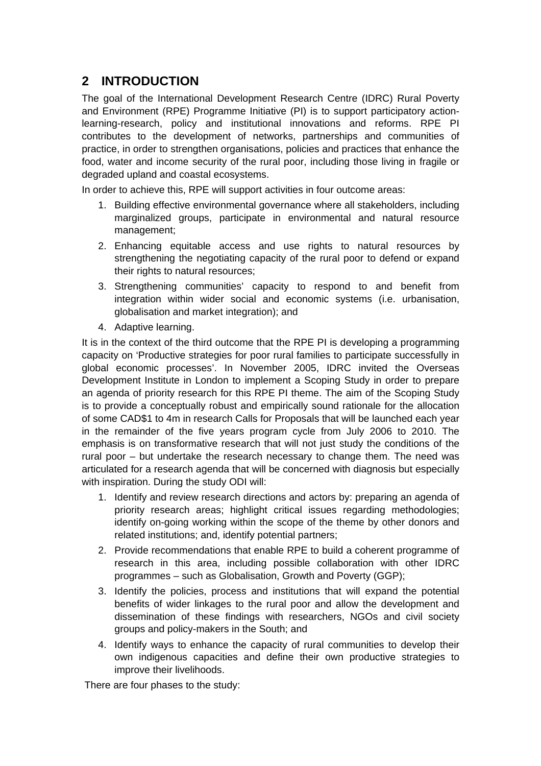## 2 INTRODUCTION

The goal of the International Development Research Centre (IDRC) Rural Poverty and Environment (RPE) Programme Initiative (PI) is to support participatory action-learning-research, policy and institutional innovations and reforms. RPE PI contributes to the development of networks, partnerships and communities of practice, in order to strengthen organisations, policies and practices that enhance the food, water and income security of the rural poor, including those living in fragile or degraded upland and coastal ecosystems.

In order to achieve this, RPE will support activities in four outcome areas:

1. Building effective environmental governance where all stakeholders, including marginalized groups, participate in environmental and natural resource management;
2. Enhancing equitable access and use rights to natural resources by strengthening the negotiating capacity of the rural poor to defend or expand their rights to natural resources;
3. Strengthening communities' capacity to respond to and benefit from integration within wider social and economic systems (i.e. urbanisation, globalisation and market integration); and
4. Adaptive learning.

It is in the context of the third outcome that the RPE PI is developing a programming capacity on 'Productive strategies for poor rural families to participate successfully in global economic processes'. In November 2005, IDRC invited the Overseas Development Institute in London to implement a Scoping Study in order to prepare an agenda of priority research for this RPE PI theme. The aim of the Scoping Study is to provide a conceptually robust and empirically sound rationale for the allocation of some CAD$1 to 4m in research Calls for Proposals that will be launched each year in the remainder of the five years program cycle from July 2006 to 2010. The emphasis is on transformative research that will not just study the conditions of the rural poor – but undertake the research necessary to change them. The need was articulated for a research agenda that will be concerned with diagnosis but especially with inspiration. During the study ODI will:

1. Identify and review research directions and actors by: preparing an agenda of priority research areas; highlight critical issues regarding methodologies; identify on-going working within the scope of the theme by other donors and related institutions; and, identify potential partners;
2. Provide recommendations that enable RPE to build a coherent programme of research in this area, including possible collaboration with other IDRC programmes – such as Globalisation, Growth and Poverty (GGP);
3. Identify the policies, process and institutions that will expand the potential benefits of wider linkages to the rural poor and allow the development and dissemination of these findings with researchers, NGOs and civil society groups and policy-makers in the South; and
4. Identify ways to enhance the capacity of rural communities to develop their own indigenous capacities and define their own productive strategies to improve their livelihoods.

There are four phases to the study: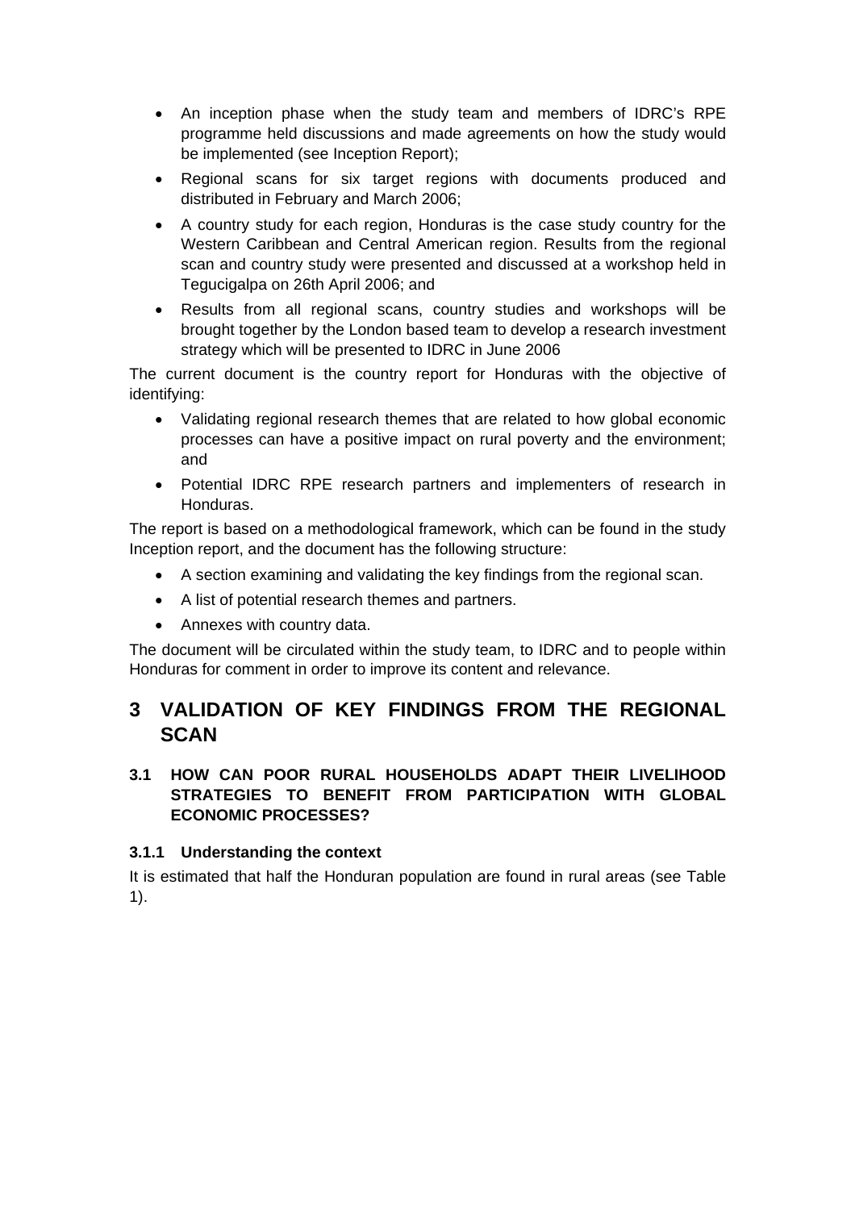- An inception phase when the study team and members of IDRC's RPE programme held discussions and made agreements on how the study would be implemented (see Inception Report);
- Regional scans for six target regions with documents produced and distributed in February and March 2006;
- A country study for each region, Honduras is the case study country for the Western Caribbean and Central American region. Results from the regional scan and country study were presented and discussed at a workshop held in Tegucigalpa on 26th April 2006; and
- Results from all regional scans, country studies and workshops will be brought together by the London based team to develop a research investment strategy which will be presented to IDRC in June 2006

The current document is the country report for Honduras with the objective of identifying:

- Validating regional research themes that are related to how global economic processes can have a positive impact on rural poverty and the environment; and
- Potential IDRC RPE research partners and implementers of research in Honduras.

The report is based on a methodological framework, which can be found in the study Inception report, and the document has the following structure:

- A section examining and validating the key findings from the regional scan.
- A list of potential research themes and partners.
- Annexes with country data.

The document will be circulated within the study team, to IDRC and to people within Honduras for comment in order to improve its content and relevance.

# 3 VALIDATION OF KEY FINDINGS FROM THE REGIONAL SCAN

## 3.1 HOW CAN POOR RURAL HOUSEHOLDS ADAPT THEIR LIVELIHOOD STRATEGIES TO BENEFIT FROM PARTICIPATION WITH GLOBAL ECONOMIC PROCESSES?

### 3.1.1 Understanding the context

It is estimated that half the Honduran population are found in rural areas (see Table 1).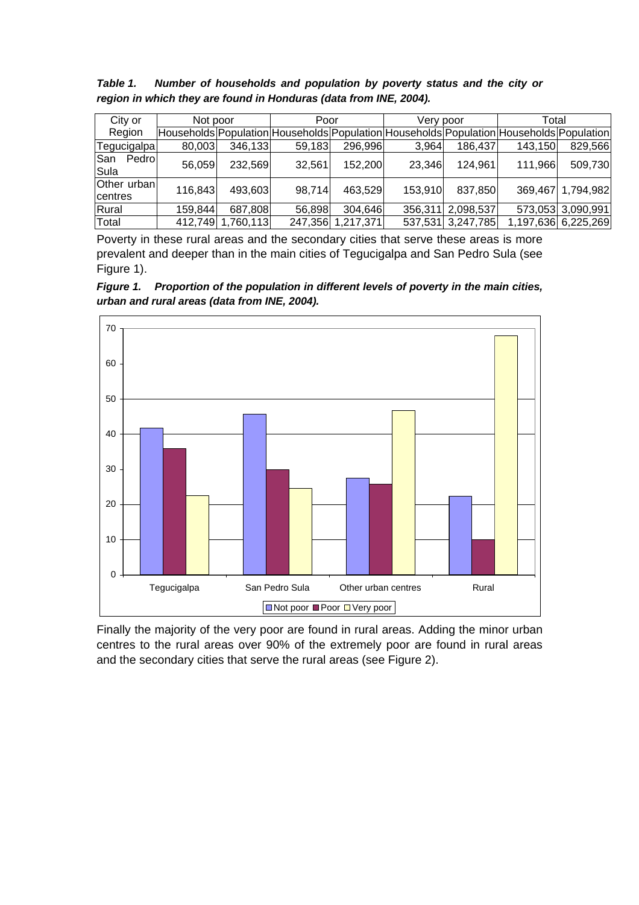***Table 1. Number of households and population by poverty status and the city or region in which they are found in Honduras (data from INE, 2004).***

| City or Region | Not poor | | Poor | | Very poor | | Total | |
|---|---|---|---|---|---|---|---|---|
| | Households | Population | Households | Population | Households | Population | Households | Population |
| Tegucigalpa | 80,003 | 346,133 | 59,183 | 296,996 | 3,964 | 186,437 | 143,150 | 829,566 |
| San Pedro Sula | 56,059 | 232,569 | 32,561 | 152,200 | 23,346 | 124,961 | 111,966 | 509,730 |
| Other urban centres | 116,843 | 493,603 | 98,714 | 463,529 | 153,910 | 837,850 | 369,467 | 1,794,982 |
| Rural | 159,844 | 687,808 | 56,898 | 304,646 | 356,311 | 2,098,537 | 573,053 | 3,090,991 |
| Total | 412,749 | 1,760,113 | 247,356 | 1,217,371 | 537,531 | 3,247,785 | 1,197,636 | 6,225,269 |

Poverty in these rural areas and the secondary cities that serve these areas is more prevalent and deeper than in the main cities of Tegucigalpa and San Pedro Sula (see Figure 1).

***Figure 1. Proportion of the population in different levels of poverty in the main cities, urban and rural areas (data from INE, 2004).***

Finally the majority of the very poor are found in rural areas. Adding the minor urban centres to the rural areas over 90% of the extremely poor are found in rural areas and the secondary cities that serve the rural areas (see Figure 2).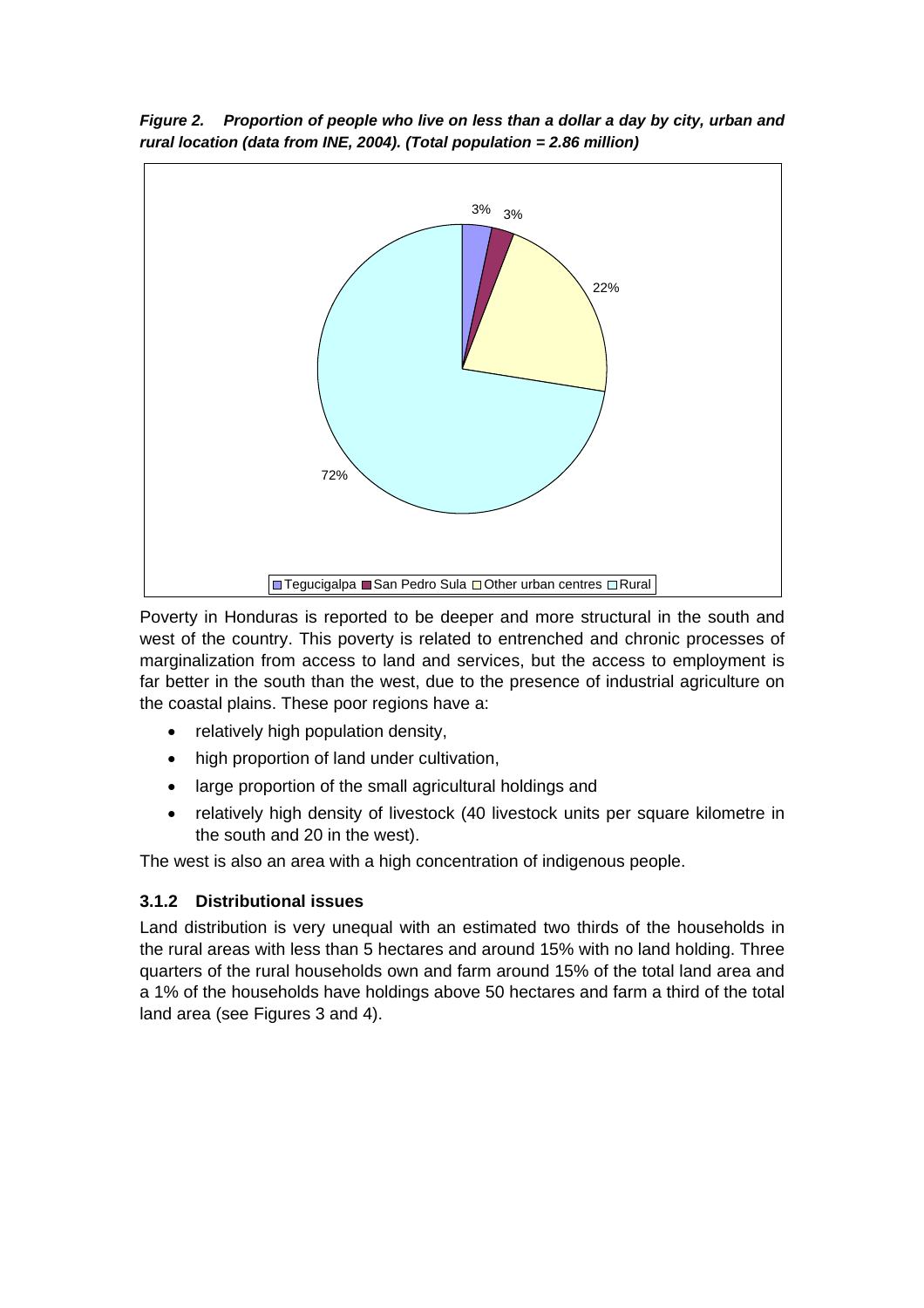***Figure 2. Proportion of people who live on less than a dollar a day by city, urban and rural location (data from INE, 2004). (Total population = 2.86 million)***

Poverty in Honduras is reported to be deeper and more structural in the south and west of the country. This poverty is related to entrenched and chronic processes of marginalization from access to land and services, but the access to employment is far better in the south than the west, due to the presence of industrial agriculture on the coastal plains. These poor regions have a:

- relatively high population density,
- high proportion of land under cultivation,
- large proportion of the small agricultural holdings and
- relatively high density of livestock (40 livestock units per square kilometre in the south and 20 in the west).

The west is also an area with a high concentration of indigenous people.

### 3.1.2 Distributional issues

Land distribution is very unequal with an estimated two thirds of the households in the rural areas with less than 5 hectares and around 15% with no land holding. Three quarters of the rural households own and farm around 15% of the total land area and a 1% of the households have holdings above 50 hectares and farm a third of the total land area (see Figures 3 and 4).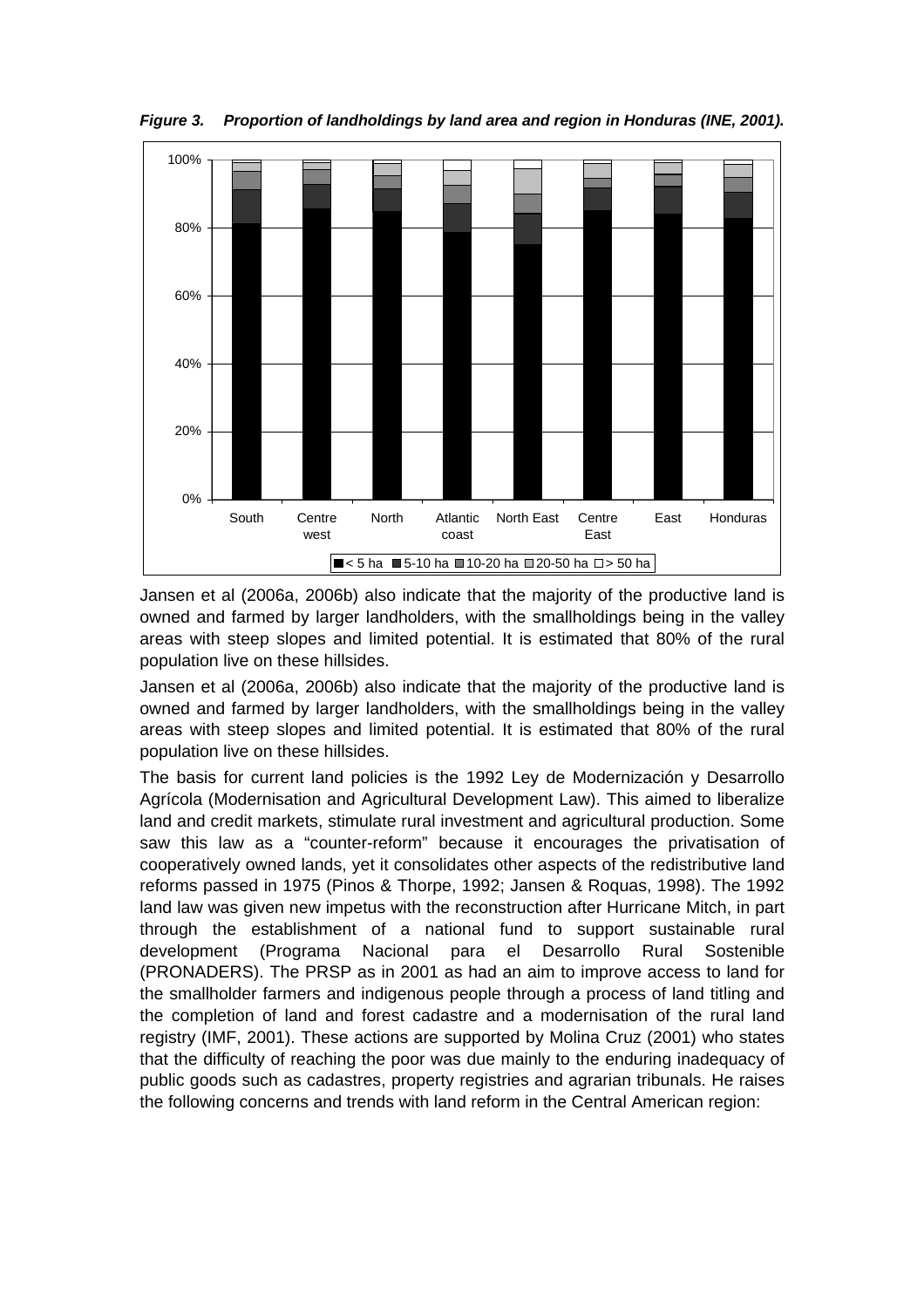*Figure 3. Proportion of landholdings by land area and region in Honduras (INE, 2001).*

Jansen et al (2006a, 2006b) also indicate that the majority of the productive land is owned and farmed by larger landholders, with the smallholdings being in the valley areas with steep slopes and limited potential. It is estimated that 80% of the rural population live on these hillsides.

Jansen et al (2006a, 2006b) also indicate that the majority of the productive land is owned and farmed by larger landholders, with the smallholdings being in the valley areas with steep slopes and limited potential. It is estimated that 80% of the rural population live on these hillsides.

The basis for current land policies is the 1992 Ley de Modernización y Desarrollo Agrícola (Modernisation and Agricultural Development Law). This aimed to liberalize land and credit markets, stimulate rural investment and agricultural production. Some saw this law as a "counter-reform" because it encourages the privatisation of cooperatively owned lands, yet it consolidates other aspects of the redistributive land reforms passed in 1975 (Pinos & Thorpe, 1992; Jansen & Roquas, 1998). The 1992 land law was given new impetus with the reconstruction after Hurricane Mitch, in part through the establishment of a national fund to support sustainable rural development (Programa Nacional para el Desarrollo Rural Sostenible (PRONADERS). The PRSP as in 2001 as had an aim to improve access to land for the smallholder farmers and indigenous people through a process of land titling and the completion of land and forest cadastre and a modernisation of the rural land registry (IMF, 2001). These actions are supported by Molina Cruz (2001) who states that the difficulty of reaching the poor was due mainly to the enduring inadequacy of public goods such as cadastres, property registries and agrarian tribunals. He raises the following concerns and trends with land reform in the Central American region: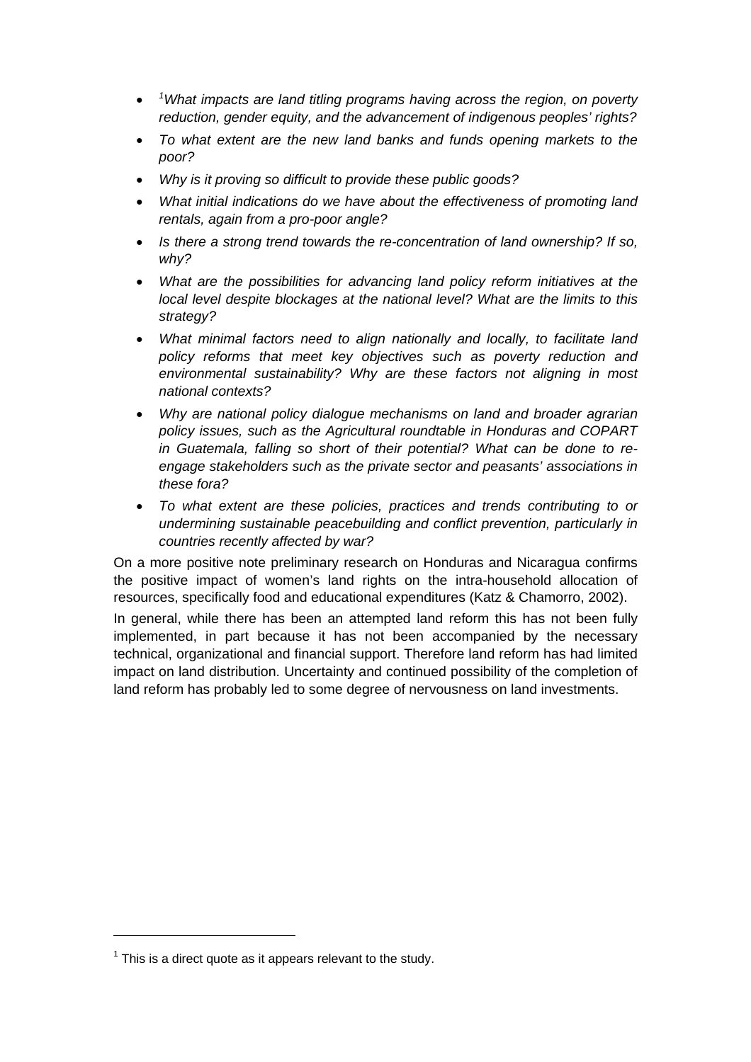- [1]*What impacts are land titling programs having across the region, on poverty reduction, gender equity, and the advancement of indigenous peoples' rights?*
- *To what extent are the new land banks and funds opening markets to the poor?*
- *Why is it proving so difficult to provide these public goods?*
- *What initial indications do we have about the effectiveness of promoting land rentals, again from a pro-poor angle?*
- *Is there a strong trend towards the re-concentration of land ownership? If so, why?*
- *What are the possibilities for advancing land policy reform initiatives at the local level despite blockages at the national level? What are the limits to this strategy?*
- *What minimal factors need to align nationally and locally, to facilitate land policy reforms that meet key objectives such as poverty reduction and environmental sustainability? Why are these factors not aligning in most national contexts?*
- *Why are national policy dialogue mechanisms on land and broader agrarian policy issues, such as the Agricultural roundtable in Honduras and COPART in Guatemala, falling so short of their potential? What can be done to re-engage stakeholders such as the private sector and peasants' associations in these fora?*
- *To what extent are these policies, practices and trends contributing to or undermining sustainable peacebuilding and conflict prevention, particularly in countries recently affected by war?*

On a more positive note preliminary research on Honduras and Nicaragua confirms the positive impact of women's land rights on the intra-household allocation of resources, specifically food and educational expenditures (Katz & Chamorro, 2002).

In general, while there has been an attempted land reform this has not been fully implemented, in part because it has not been accompanied by the necessary technical, organizational and financial support. Therefore land reform has had limited impact on land distribution. Uncertainty and continued possibility of the completion of land reform has probably led to some degree of nervousness on land investments.

[1] This is a direct quote as it appears relevant to the study.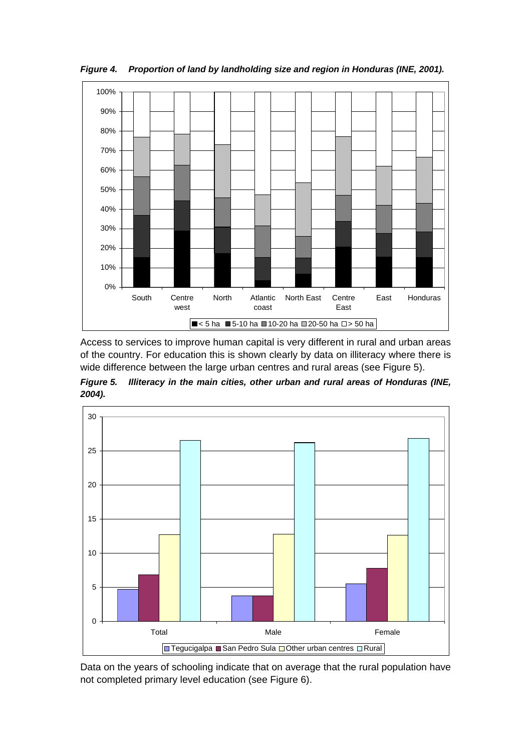***Figure 4. Proportion of land by landholding size and region in Honduras (INE, 2001).***

Access to services to improve human capital is very different in rural and urban areas of the country. For education this is shown clearly by data on illiteracy where there is wide difference between the large urban centres and rural areas (see Figure 5).

***Figure 5. Illiteracy in the main cities, other urban and rural areas of Honduras (INE, 2004).***

Data on the years of schooling indicate that on average that the rural population have not completed primary level education (see Figure 6).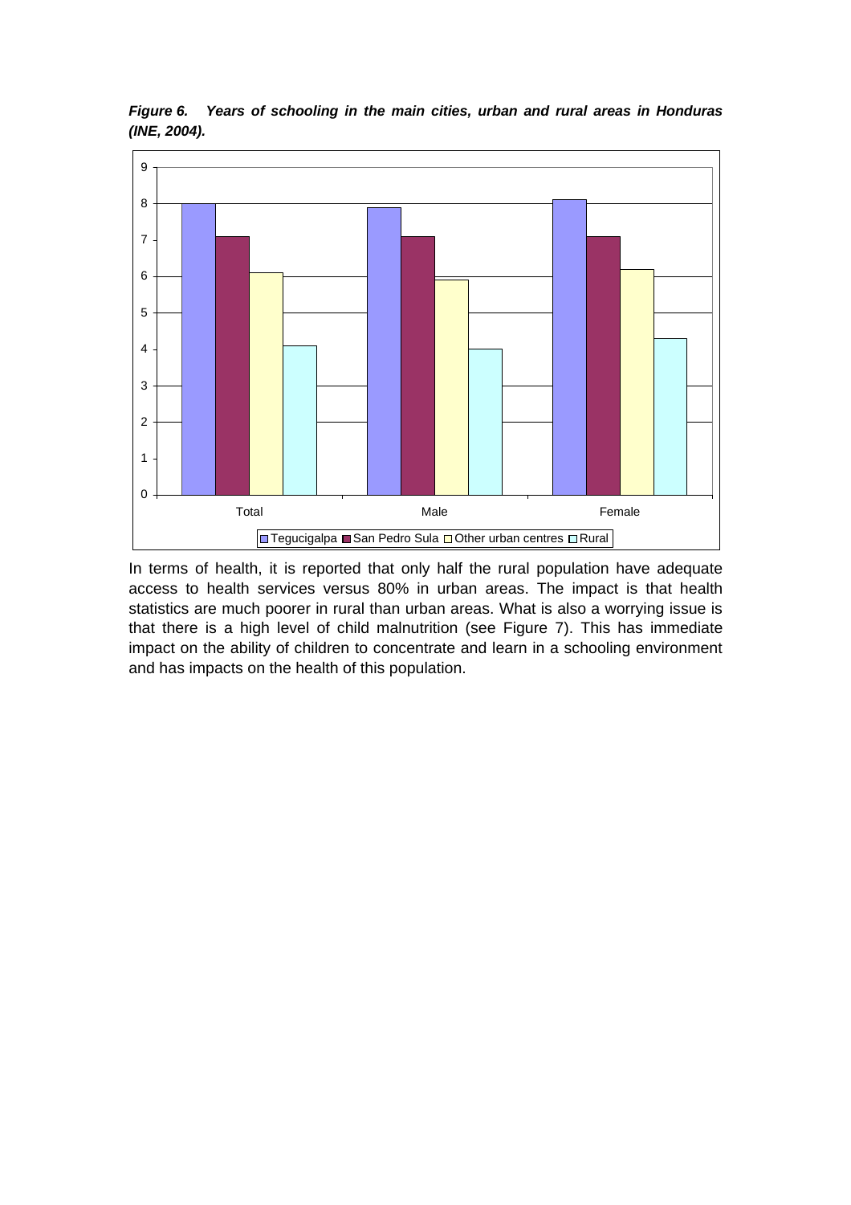***Figure 6. Years of schooling in the main cities, urban and rural areas in Honduras (INE, 2004).***

In terms of health, it is reported that only half the rural population have adequate access to health services versus 80% in urban areas. The impact is that health statistics are much poorer in rural than urban areas. What is also a worrying issue is that there is a high level of child malnutrition (see Figure 7). This has immediate impact on the ability of children to concentrate and learn in a schooling environment and has impacts on the health of this population.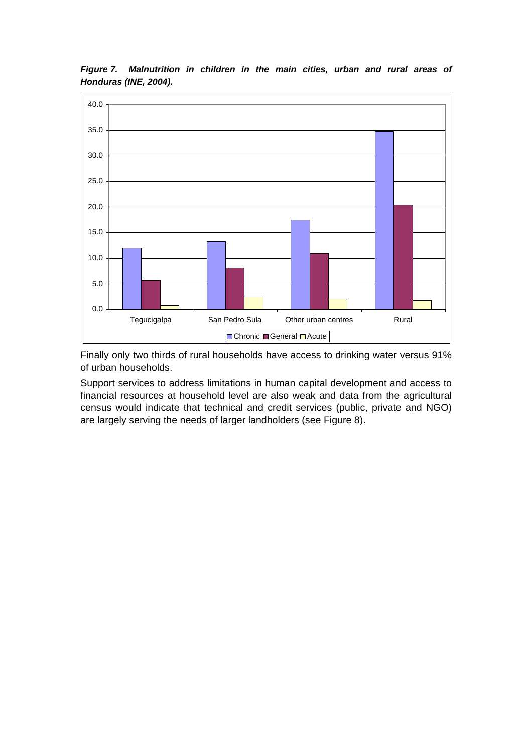***Figure 7. Malnutrition in children in the main cities, urban and rural areas of Honduras (INE, 2004).***

Finally only two thirds of rural households have access to drinking water versus 91% of urban households.

Support services to address limitations in human capital development and access to financial resources at household level are also weak and data from the agricultural census would indicate that technical and credit services (public, private and NGO) are largely serving the needs of larger landholders (see Figure 8).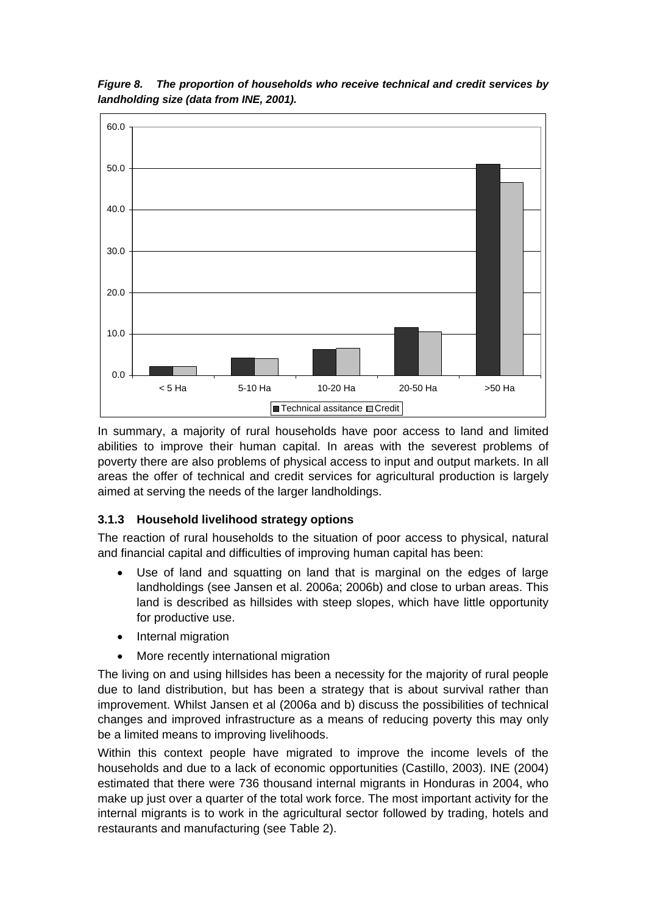*Figure 8. The proportion of households who receive technical and credit services by landholding size (data from INE, 2001).*

In summary, a majority of rural households have poor access to land and limited abilities to improve their human capital. In areas with the severest problems of poverty there are also problems of physical access to input and output markets. In all areas the offer of technical and credit services for agricultural production is largely aimed at serving the needs of the larger landholdings.

### 3.1.3 Household livelihood strategy options

The reaction of rural households to the situation of poor access to physical, natural and financial capital and difficulties of improving human capital has been:

- Use of land and squatting on land that is marginal on the edges of large landholdings (see Jansen et al. 2006a; 2006b) and close to urban areas. This land is described as hillsides with steep slopes, which have little opportunity for productive use.
- Internal migration
- More recently international migration

The living on and using hillsides has been a necessity for the majority of rural people due to land distribution, but has been a strategy that is about survival rather than improvement. Whilst Jansen et al (2006a and b) discuss the possibilities of technical changes and improved infrastructure as a means of reducing poverty this may only be a limited means to improving livelihoods.

Within this context people have migrated to improve the income levels of the households and due to a lack of economic opportunities (Castillo, 2003). INE (2004) estimated that there were 736 thousand internal migrants in Honduras in 2004, who make up just over a quarter of the total work force. The most important activity for the internal migrants is to work in the agricultural sector followed by trading, hotels and restaurants and manufacturing (see Table 2).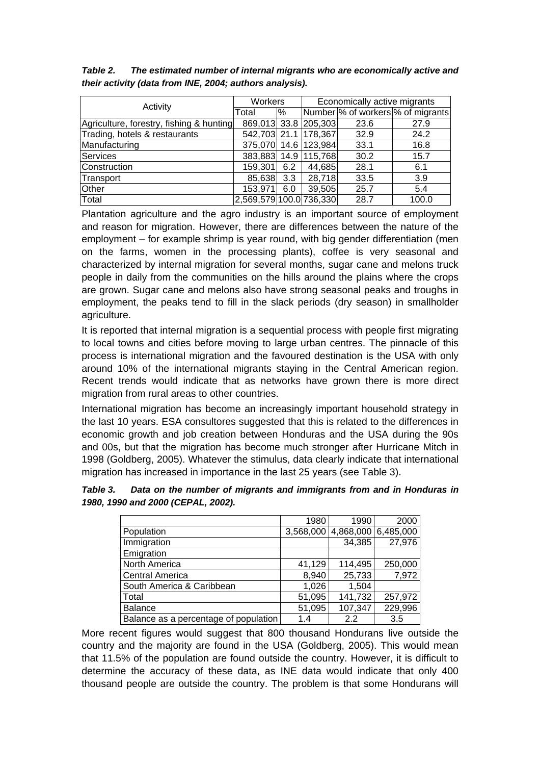***Table 2. The estimated number of internal migrants who are economically active and their activity (data from INE, 2004; authors analysis).***

| Activity | Workers | | Economically active migrants | | |
|---|---|---|---|---|---|
| | Total | % | Number | % of workers | % of migrants |
| Agriculture, forestry, fishing & hunting | 869,013 | 33.8 | 205,303 | 23.6 | 27.9 |
| Trading, hotels & restaurants | 542,703 | 21.1 | 178,367 | 32.9 | 24.2 |
| Manufacturing | 375,070 | 14.6 | 123,984 | 33.1 | 16.8 |
| Services | 383,883 | 14.9 | 115,768 | 30.2 | 15.7 |
| Construction | 159,301 | 6.2 | 44,685 | 28.1 | 6.1 |
| Transport | 85,638 | 3.3 | 28,718 | 33.5 | 3.9 |
| Other | 153,971 | 6.0 | 39,505 | 25.7 | 5.4 |
| Total | 2,569,579 | 100.0 | 736,330 | 28.7 | 100.0 |

Plantation agriculture and the agro industry is an important source of employment and reason for migration. However, there are differences between the nature of the employment – for example shrimp is year round, with big gender differentiation (men on the farms, women in the processing plants), coffee is very seasonal and characterized by internal migration for several months, sugar cane and melons truck people in daily from the communities on the hills around the plains where the crops are grown. Sugar cane and melons also have strong seasonal peaks and troughs in employment, the peaks tend to fill in the slack periods (dry season) in smallholder agriculture.

It is reported that internal migration is a sequential process with people first migrating to local towns and cities before moving to large urban centres. The pinnacle of this process is international migration and the favoured destination is the USA with only around 10% of the international migrants staying in the Central American region. Recent trends would indicate that as networks have grown there is more direct migration from rural areas to other countries.

International migration has become an increasingly important household strategy in the last 10 years. ESA consultores suggested that this is related to the differences in economic growth and job creation between Honduras and the USA during the 90s and 00s, but that the migration has become much stronger after Hurricane Mitch in 1998 (Goldberg, 2005). Whatever the stimulus, data clearly indicate that international migration has increased in importance in the last 25 years (see Table 3).

***Table 3. Data on the number of migrants and immigrants from and in Honduras in 1980, 1990 and 2000 (CEPAL, 2002).***

| | 1980 | 1990 | 2000 |
|---|---|---|---|
| Population | 3,568,000 | 4,868,000 | 6,485,000 |
| Immigration | | 34,385 | 27,976 |
| Emigration | | | |
| North America | 41,129 | 114,495 | 250,000 |
| Central America | 8,940 | 25,733 | 7,972 |
| South America & Caribbean | 1,026 | 1,504 | |
| Total | 51,095 | 141,732 | 257,972 |
| Balance | 51,095 | 107,347 | 229,996 |
| Balance as a percentage of population | 1.4 | 2.2 | 3.5 |

More recent figures would suggest that 800 thousand Hondurans live outside the country and the majority are found in the USA (Goldberg, 2005). This would mean that 11.5% of the population are found outside the country. However, it is difficult to determine the accuracy of these data, as INE data would indicate that only 400 thousand people are outside the country. The problem is that some Hondurans will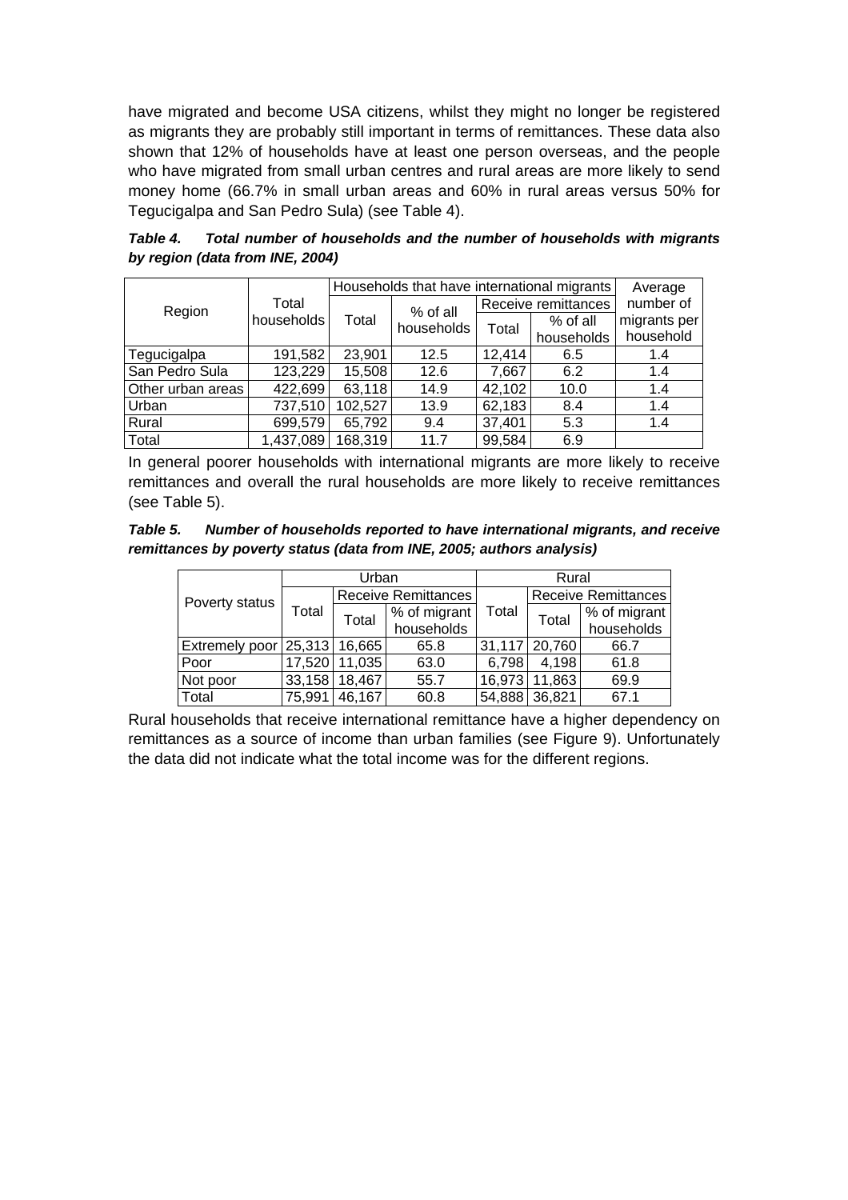have migrated and become USA citizens, whilst they might no longer be registered as migrants they are probably still important in terms of remittances. These data also shown that 12% of households have at least one person overseas, and the people who have migrated from small urban centres and rural areas are more likely to send money home (66.7% in small urban areas and 60% in rural areas versus 50% for Tegucigalpa and San Pedro Sula) (see Table 4).

***Table 4. Total number of households and the number of households with migrants by region (data from INE, 2004)***

| Region | Total households | Households that have international migrants | | | | Average number of migrants per household |
|---|---|---|---|---|---|---|
| | | Total | % of all households | Receive remittances | | |
| | | | | Total | % of all households | |
| Tegucigalpa | 191,582 | 23,901 | 12.5 | 12,414 | 6.5 | 1.4 |
| San Pedro Sula | 123,229 | 15,508 | 12.6 | 7,667 | 6.2 | 1.4 |
| Other urban areas | 422,699 | 63,118 | 14.9 | 42,102 | 10.0 | 1.4 |
| Urban | 737,510 | 102,527 | 13.9 | 62,183 | 8.4 | 1.4 |
| Rural | 699,579 | 65,792 | 9.4 | 37,401 | 5.3 | 1.4 |
| Total | 1,437,089 | 168,319 | 11.7 | 99,584 | 6.9 | |

In general poorer households with international migrants are more likely to receive remittances and overall the rural households are more likely to receive remittances (see Table 5).

***Table 5. Number of households reported to have international migrants, and receive remittances by poverty status (data from INE, 2005; authors analysis)***

| Poverty status | Urban | | | Rural | | |
|---|---|---|---|---|---|---|
| | Total | Receive Remittances | | Total | Receive Remittances | |
| | | Total | % of migrant households | | Total | % of migrant households |
| Extremely poor | 25,313 | 16,665 | 65.8 | 31,117 | 20,760 | 66.7 |
| Poor | 17,520 | 11,035 | 63.0 | 6,798 | 4,198 | 61.8 |
| Not poor | 33,158 | 18,467 | 55.7 | 16,973 | 11,863 | 69.9 |
| Total | 75,991 | 46,167 | 60.8 | 54,888 | 36,821 | 67.1 |

Rural households that receive international remittance have a higher dependency on remittances as a source of income than urban families (see Figure 9). Unfortunately the data did not indicate what the total income was for the different regions.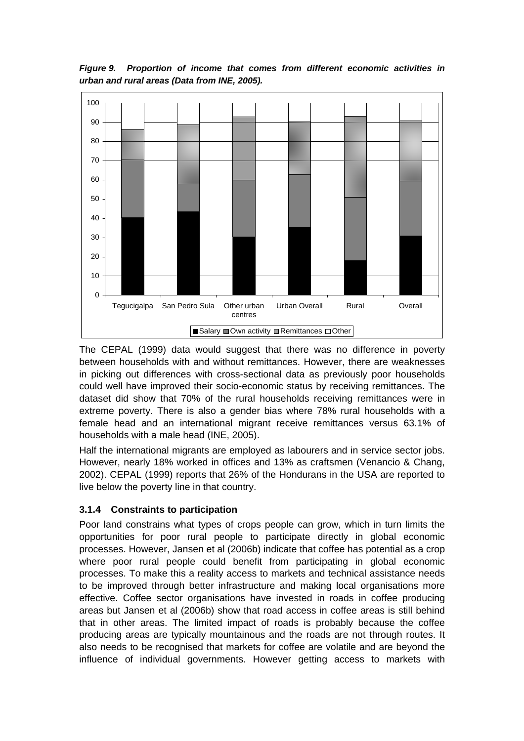***Figure 9. Proportion of income that comes from different economic activities in urban and rural areas (Data from INE, 2005).***

The CEPAL (1999) data would suggest that there was no difference in poverty between households with and without remittances. However, there are weaknesses in picking out differences with cross-sectional data as previously poor households could well have improved their socio-economic status by receiving remittances. The dataset did show that 70% of the rural households receiving remittances were in extreme poverty. There is also a gender bias where 78% rural households with a female head and an international migrant receive remittances versus 63.1% of households with a male head (INE, 2005).

Half the international migrants are employed as labourers and in service sector jobs. However, nearly 18% worked in offices and 13% as craftsmen (Venancio & Chang, 2002). CEPAL (1999) reports that 26% of the Hondurans in the USA are reported to live below the poverty line in that country.

### 3.1.4 Constraints to participation

Poor land constrains what types of crops people can grow, which in turn limits the opportunities for poor rural people to participate directly in global economic processes. However, Jansen et al (2006b) indicate that coffee has potential as a crop where poor rural people could benefit from participating in global economic processes. To make this a reality access to markets and technical assistance needs to be improved through better infrastructure and making local organisations more effective. Coffee sector organisations have invested in roads in coffee producing areas but Jansen et al (2006b) show that road access in coffee areas is still behind that in other areas. The limited impact of roads is probably because the coffee producing areas are typically mountainous and the roads are not through routes. It also needs to be recognised that markets for coffee are volatile and are beyond the influence of individual governments. However getting access to markets with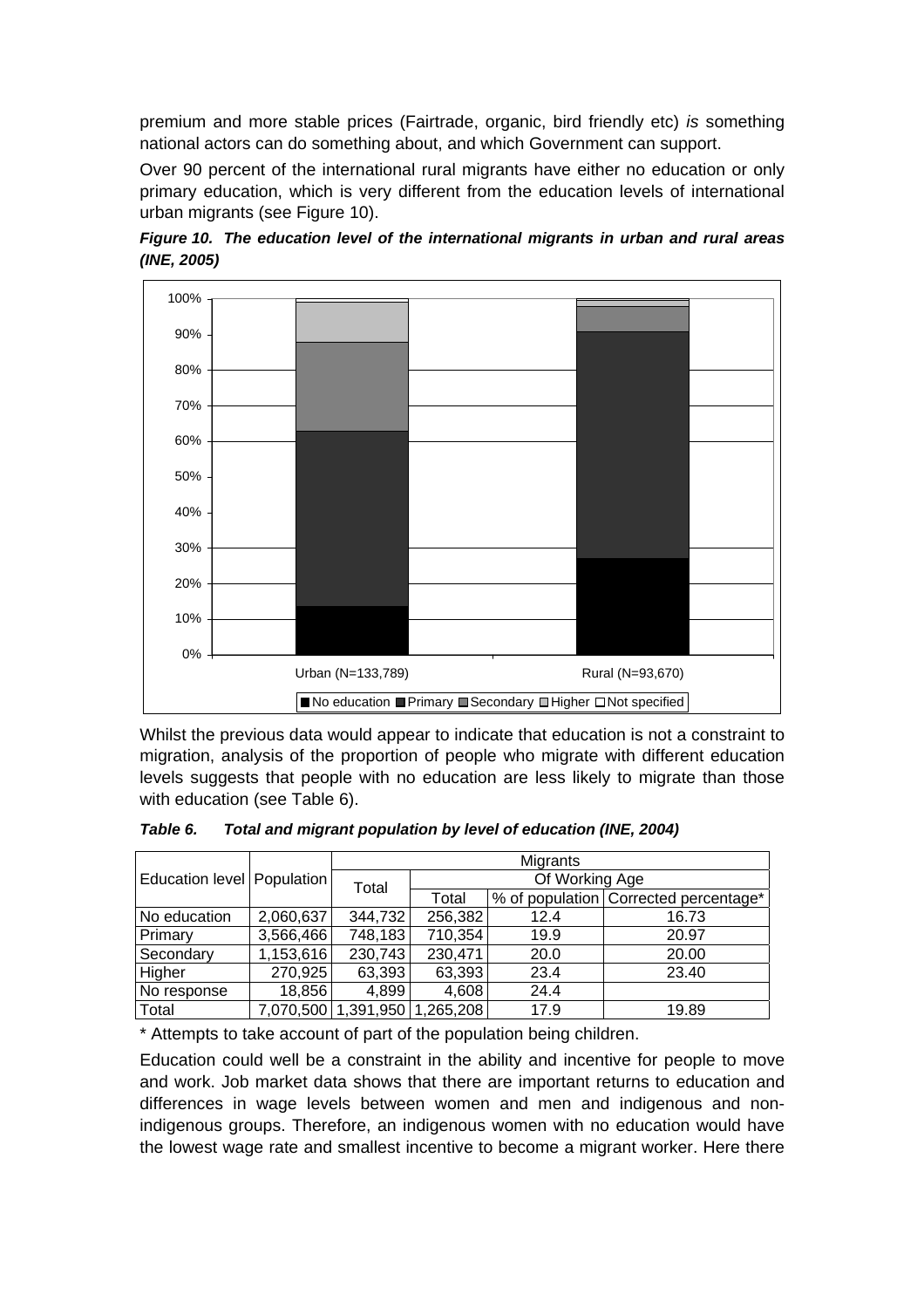premium and more stable prices (Fairtrade, organic, bird friendly etc) *is* something national actors can do something about, and which Government can support.

Over 90 percent of the international rural migrants have either no education or only primary education, which is very different from the education levels of international urban migrants (see Figure 10).

***Figure 10. The education level of the international migrants in urban and rural areas (INE, 2005)***

Whilst the previous data would appear to indicate that education is not a constraint to migration, analysis of the proportion of people who migrate with different education levels suggests that people with no education are less likely to migrate than those with education (see Table 6).

***Table 6. Total and migrant population by level of education (INE, 2004)***

| Education level | Population | Migrants | | | |
|---|---|---|---|---|---|
| | | Total | Of Working Age | | |
| | | | Total | % of population | Corrected percentage* |
| No education | 2,060,637 | 344,732 | 256,382 | 12.4 | 16.73 |
| Primary | 3,566,466 | 748,183 | 710,354 | 19.9 | 20.97 |
| Secondary | 1,153,616 | 230,743 | 230,471 | 20.0 | 20.00 |
| Higher | 270,925 | 63,393 | 63,393 | 23.4 | 23.40 |
| No response | 18,856 | 4,899 | 4,608 | 24.4 | |
| Total | 7,070,500 | 1,391,950 | 1,265,208 | 17.9 | 19.89 |

\* Attempts to take account of part of the population being children.

Education could well be a constraint in the ability and incentive for people to move and work. Job market data shows that there are important returns to education and differences in wage levels between women and men and indigenous and non-indigenous groups. Therefore, an indigenous women with no education would have the lowest wage rate and smallest incentive to become a migrant worker. Here there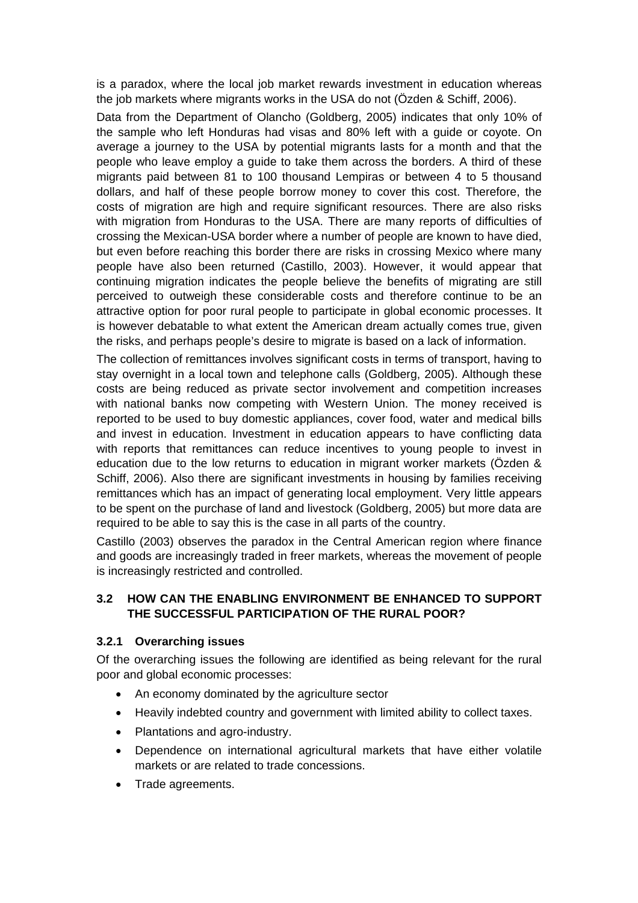is a paradox, where the local job market rewards investment in education whereas the job markets where migrants works in the USA do not (Özden & Schiff, 2006).

Data from the Department of Olancho (Goldberg, 2005) indicates that only 10% of the sample who left Honduras had visas and 80% left with a guide or coyote. On average a journey to the USA by potential migrants lasts for a month and that the people who leave employ a guide to take them across the borders. A third of these migrants paid between 81 to 100 thousand Lempiras or between 4 to 5 thousand dollars, and half of these people borrow money to cover this cost. Therefore, the costs of migration are high and require significant resources. There are also risks with migration from Honduras to the USA. There are many reports of difficulties of crossing the Mexican-USA border where a number of people are known to have died, but even before reaching this border there are risks in crossing Mexico where many people have also been returned (Castillo, 2003). However, it would appear that continuing migration indicates the people believe the benefits of migrating are still perceived to outweigh these considerable costs and therefore continue to be an attractive option for poor rural people to participate in global economic processes. It is however debatable to what extent the American dream actually comes true, given the risks, and perhaps people's desire to migrate is based on a lack of information.

The collection of remittances involves significant costs in terms of transport, having to stay overnight in a local town and telephone calls (Goldberg, 2005). Although these costs are being reduced as private sector involvement and competition increases with national banks now competing with Western Union. The money received is reported to be used to buy domestic appliances, cover food, water and medical bills and invest in education. Investment in education appears to have conflicting data with reports that remittances can reduce incentives to young people to invest in education due to the low returns to education in migrant worker markets (Özden & Schiff, 2006). Also there are significant investments in housing by families receiving remittances which has an impact of generating local employment. Very little appears to be spent on the purchase of land and livestock (Goldberg, 2005) but more data are required to be able to say this is the case in all parts of the country.

Castillo (2003) observes the paradox in the Central American region where finance and goods are increasingly traded in freer markets, whereas the movement of people is increasingly restricted and controlled.

## 3.2 HOW CAN THE ENABLING ENVIRONMENT BE ENHANCED TO SUPPORT THE SUCCESSFUL PARTICIPATION OF THE RURAL POOR?

### 3.2.1 Overarching issues

Of the overarching issues the following are identified as being relevant for the rural poor and global economic processes:

- An economy dominated by the agriculture sector
- Heavily indebted country and government with limited ability to collect taxes.
- Plantations and agro-industry.
- Dependence on international agricultural markets that have either volatile markets or are related to trade concessions.
- Trade agreements.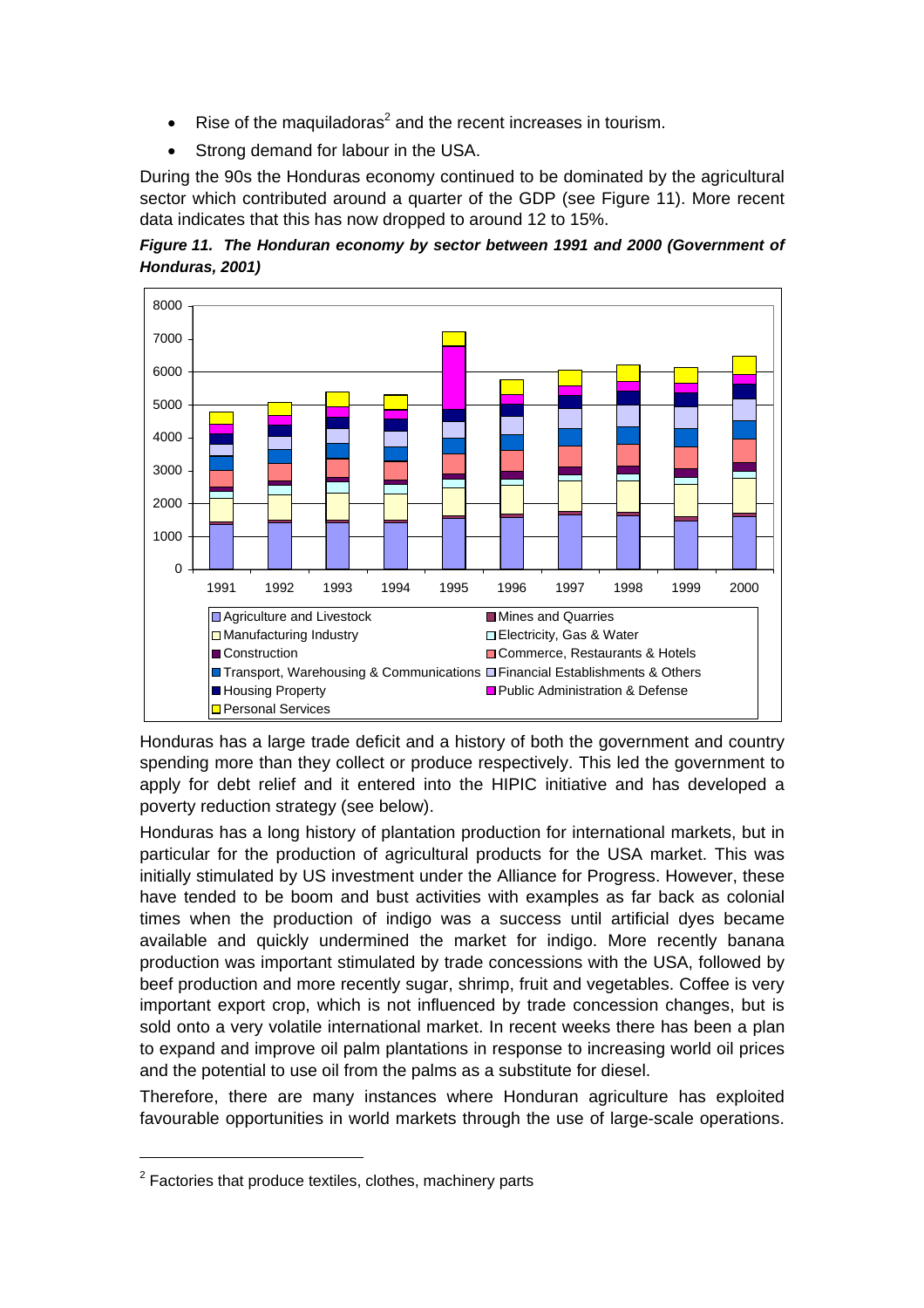- Rise of the maquiladoras[2] and the recent increases in tourism.
- Strong demand for labour in the USA.

During the 90s the Honduras economy continued to be dominated by the agricultural sector which contributed around a quarter of the GDP (see Figure 11). More recent data indicates that this has now dropped to around 12 to 15%.

***Figure 11. The Honduran economy by sector between 1991 and 2000 (Government of Honduras, 2001)***

Honduras has a large trade deficit and a history of both the government and country spending more than they collect or produce respectively. This led the government to apply for debt relief and it entered into the HIPIC initiative and has developed a poverty reduction strategy (see below).

Honduras has a long history of plantation production for international markets, but in particular for the production of agricultural products for the USA market. This was initially stimulated by US investment under the Alliance for Progress. However, these have tended to be boom and bust activities with examples as far back as colonial times when the production of indigo was a success until artificial dyes became available and quickly undermined the market for indigo. More recently banana production was important stimulated by trade concessions with the USA, followed by beef production and more recently sugar, shrimp, fruit and vegetables. Coffee is very important export crop, which is not influenced by trade concession changes, but is sold onto a very volatile international market. In recent weeks there has been a plan to expand and improve oil palm plantations in response to increasing world oil prices and the potential to use oil from the palms as a substitute for diesel.

Therefore, there are many instances where Honduran agriculture has exploited favourable opportunities in world markets through the use of large-scale operations.

[2] Factories that produce textiles, clothes, machinery parts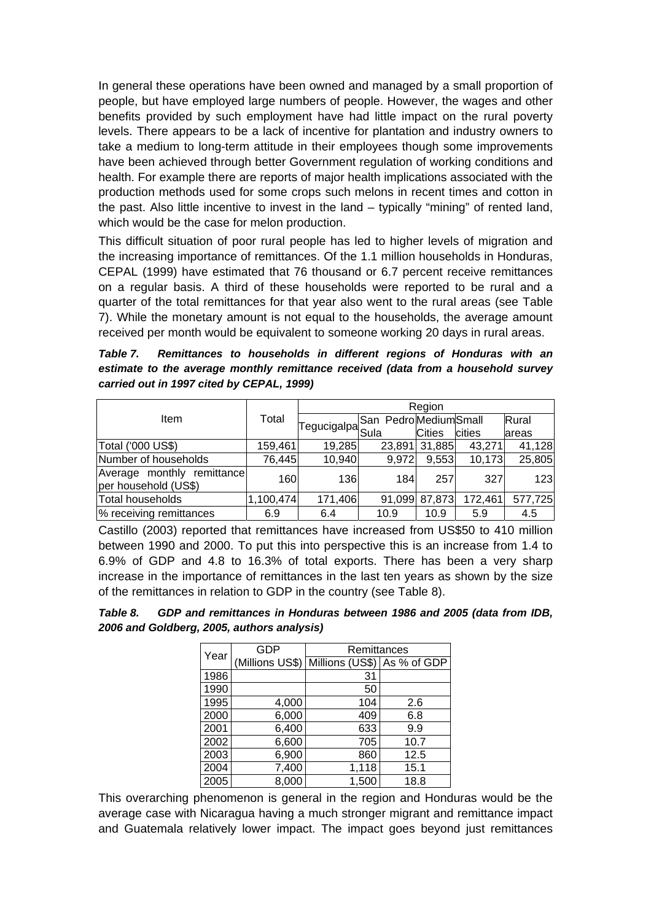In general these operations have been owned and managed by a small proportion of people, but have employed large numbers of people. However, the wages and other benefits provided by such employment have had little impact on the rural poverty levels. There appears to be a lack of incentive for plantation and industry owners to take a medium to long-term attitude in their employees though some improvements have been achieved through better Government regulation of working conditions and health. For example there are reports of major health implications associated with the production methods used for some crops such melons in recent times and cotton in the past. Also little incentive to invest in the land – typically "mining" of rented land, which would be the case for melon production.

This difficult situation of poor rural people has led to higher levels of migration and the increasing importance of remittances. Of the 1.1 million households in Honduras, CEPAL (1999) have estimated that 76 thousand or 6.7 percent receive remittances on a regular basis. A third of these households were reported to be rural and a quarter of the total remittances for that year also went to the rural areas (see Table 7). While the monetary amount is not equal to the households, the average amount received per month would be equivalent to someone working 20 days in rural areas.

***Table 7. Remittances to households in different regions of Honduras with an estimate to the average monthly remittance received (data from a household survey carried out in 1997 cited by CEPAL, 1999)***

| Item | Total | Region | | | | |
|---|---|---|---|---|---|---|
| | | Tegucigalpa | San Pedro Sula | Medium Cities | Small cities | Rural areas |
| Total ('000 US$) | 159,461 | 19,285 | 23,891 | 31,885 | 43,271 | 41,128 |
| Number of households | 76,445 | 10,940 | 9,972 | 9,553 | 10,173 | 25,805 |
| Average monthly remittance per household (US$) | 160 | 136 | 184 | 257 | 327 | 123 |
| Total households | 1,100,474 | 171,406 | 91,099 | 87,873 | 172,461 | 577,725 |
| % receiving remittances | 6.9 | 6.4 | 10.9 | 10.9 | 5.9 | 4.5 |

Castillo (2003) reported that remittances have increased from US$50 to 410 million between 1990 and 2000. To put this into perspective this is an increase from 1.4 to 6.9% of GDP and 4.8 to 16.3% of total exports. There has been a very sharp increase in the importance of remittances in the last ten years as shown by the size of the remittances in relation to GDP in the country (see Table 8).

***Table 8. GDP and remittances in Honduras between 1986 and 2005 (data from IDB, 2006 and Goldberg, 2005, authors analysis)***

| Year | GDP | Remittances | |
|---|---|---|---|
| | (Millions US$) | Millions (US$) | As % of GDP |
| 1986 | | 31 | |
| 1990 | | 50 | |
| 1995 | 4,000 | 104 | 2.6 |
| 2000 | 6,000 | 409 | 6.8 |
| 2001 | 6,400 | 633 | 9.9 |
| 2002 | 6,600 | 705 | 10.7 |
| 2003 | 6,900 | 860 | 12.5 |
| 2004 | 7,400 | 1,118 | 15.1 |
| 2005 | 8,000 | 1,500 | 18.8 |

This overarching phenomenon is general in the region and Honduras would be the average case with Nicaragua having a much stronger migrant and remittance impact and Guatemala relatively lower impact. The impact goes beyond just remittances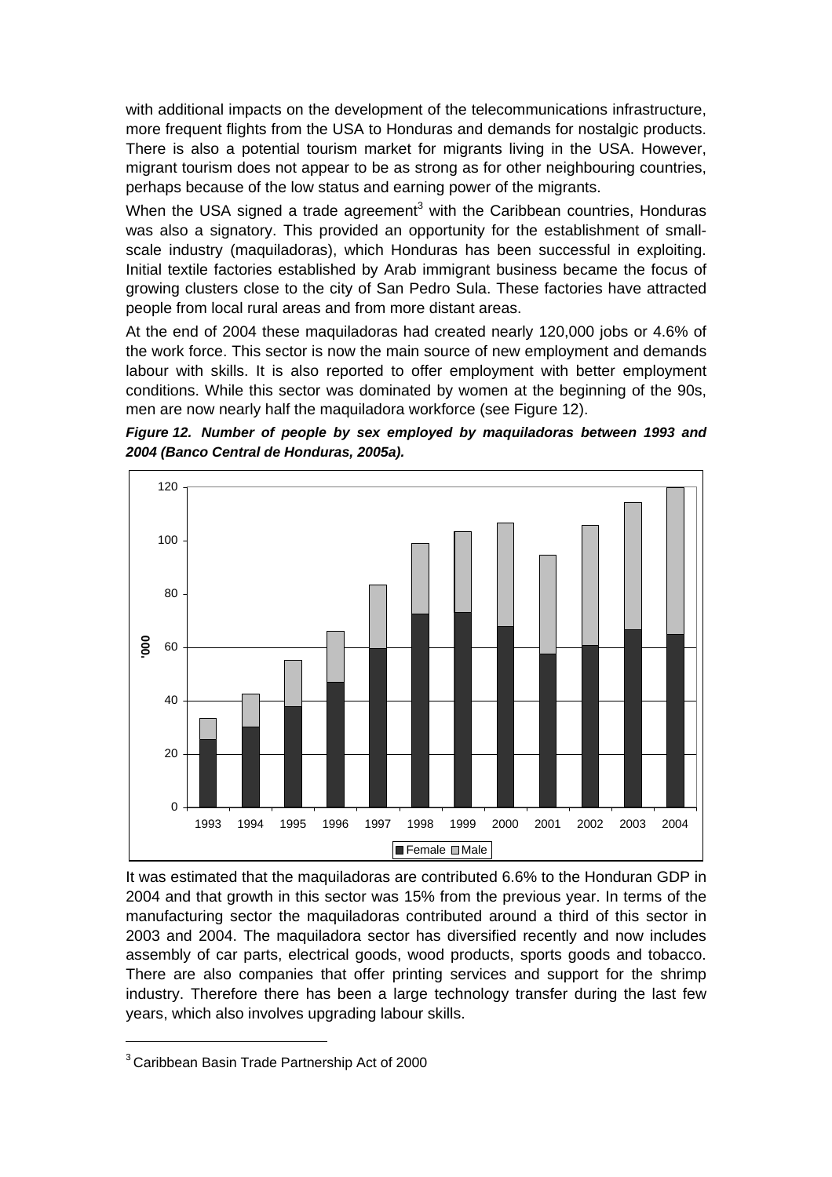with additional impacts on the development of the telecommunications infrastructure, more frequent flights from the USA to Honduras and demands for nostalgic products. There is also a potential tourism market for migrants living in the USA. However, migrant tourism does not appear to be as strong as for other neighbouring countries, perhaps because of the low status and earning power of the migrants.

When the USA signed a trade agreement[3] with the Caribbean countries, Honduras was also a signatory. This provided an opportunity for the establishment of small-scale industry (maquiladoras), which Honduras has been successful in exploiting. Initial textile factories established by Arab immigrant business became the focus of growing clusters close to the city of San Pedro Sula. These factories have attracted people from local rural areas and from more distant areas.

At the end of 2004 these maquiladoras had created nearly 120,000 jobs or 4.6% of the work force. This sector is now the main source of new employment and demands labour with skills. It is also reported to offer employment with better employment conditions. While this sector was dominated by women at the beginning of the 90s, men are now nearly half the maquiladora workforce (see Figure 12).

***Figure 12. Number of people by sex employed by maquiladoras between 1993 and 2004 (Banco Central de Honduras, 2005a).***

It was estimated that the maquiladoras are contributed 6.6% to the Honduran GDP in 2004 and that growth in this sector was 15% from the previous year. In terms of the manufacturing sector the maquiladoras contributed around a third of this sector in 2003 and 2004. The maquiladora sector has diversified recently and now includes assembly of car parts, electrical goods, wood products, sports goods and tobacco. There are also companies that offer printing services and support for the shrimp industry. Therefore there has been a large technology transfer during the last few years, which also involves upgrading labour skills.

[3] Caribbean Basin Trade Partnership Act of 2000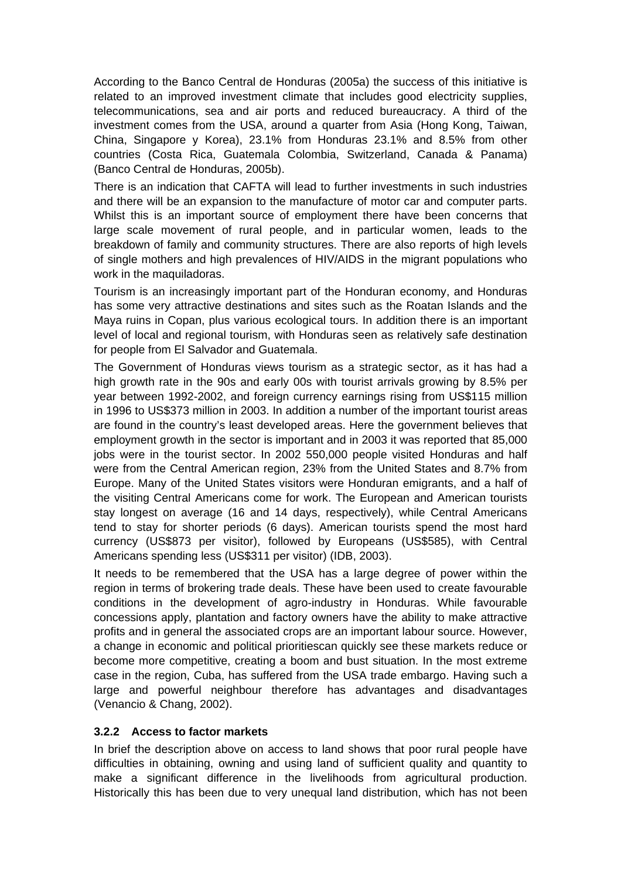According to the Banco Central de Honduras (2005a) the success of this initiative is related to an improved investment climate that includes good electricity supplies, telecommunications, sea and air ports and reduced bureaucracy. A third of the investment comes from the USA, around a quarter from Asia (Hong Kong, Taiwan, China, Singapore y Korea), 23.1% from Honduras 23.1% and 8.5% from other countries (Costa Rica, Guatemala Colombia, Switzerland, Canada & Panama) (Banco Central de Honduras, 2005b).

There is an indication that CAFTA will lead to further investments in such industries and there will be an expansion to the manufacture of motor car and computer parts. Whilst this is an important source of employment there have been concerns that large scale movement of rural people, and in particular women, leads to the breakdown of family and community structures. There are also reports of high levels of single mothers and high prevalences of HIV/AIDS in the migrant populations who work in the maquiladoras.

Tourism is an increasingly important part of the Honduran economy, and Honduras has some very attractive destinations and sites such as the Roatan Islands and the Maya ruins in Copan, plus various ecological tours. In addition there is an important level of local and regional tourism, with Honduras seen as relatively safe destination for people from El Salvador and Guatemala.

The Government of Honduras views tourism as a strategic sector, as it has had a high growth rate in the 90s and early 00s with tourist arrivals growing by 8.5% per year between 1992-2002, and foreign currency earnings rising from US$115 million in 1996 to US$373 million in 2003. In addition a number of the important tourist areas are found in the country's least developed areas. Here the government believes that employment growth in the sector is important and in 2003 it was reported that 85,000 jobs were in the tourist sector. In 2002 550,000 people visited Honduras and half were from the Central American region, 23% from the United States and 8.7% from Europe. Many of the United States visitors were Honduran emigrants, and a half of the visiting Central Americans come for work. The European and American tourists stay longest on average (16 and 14 days, respectively), while Central Americans tend to stay for shorter periods (6 days). American tourists spend the most hard currency (US$873 per visitor), followed by Europeans (US$585), with Central Americans spending less (US$311 per visitor) (IDB, 2003).

It needs to be remembered that the USA has a large degree of power within the region in terms of brokering trade deals. These have been used to create favourable conditions in the development of agro-industry in Honduras. While favourable concessions apply, plantation and factory owners have the ability to make attractive profits and in general the associated crops are an important labour source. However, a change in economic and political prioritiescan quickly see these markets reduce or become more competitive, creating a boom and bust situation. In the most extreme case in the region, Cuba, has suffered from the USA trade embargo. Having such a large and powerful neighbour therefore has advantages and disadvantages (Venancio & Chang, 2002).

### 3.2.2 Access to factor markets

In brief the description above on access to land shows that poor rural people have difficulties in obtaining, owning and using land of sufficient quality and quantity to make a significant difference in the livelihoods from agricultural production. Historically this has been due to very unequal land distribution, which has not been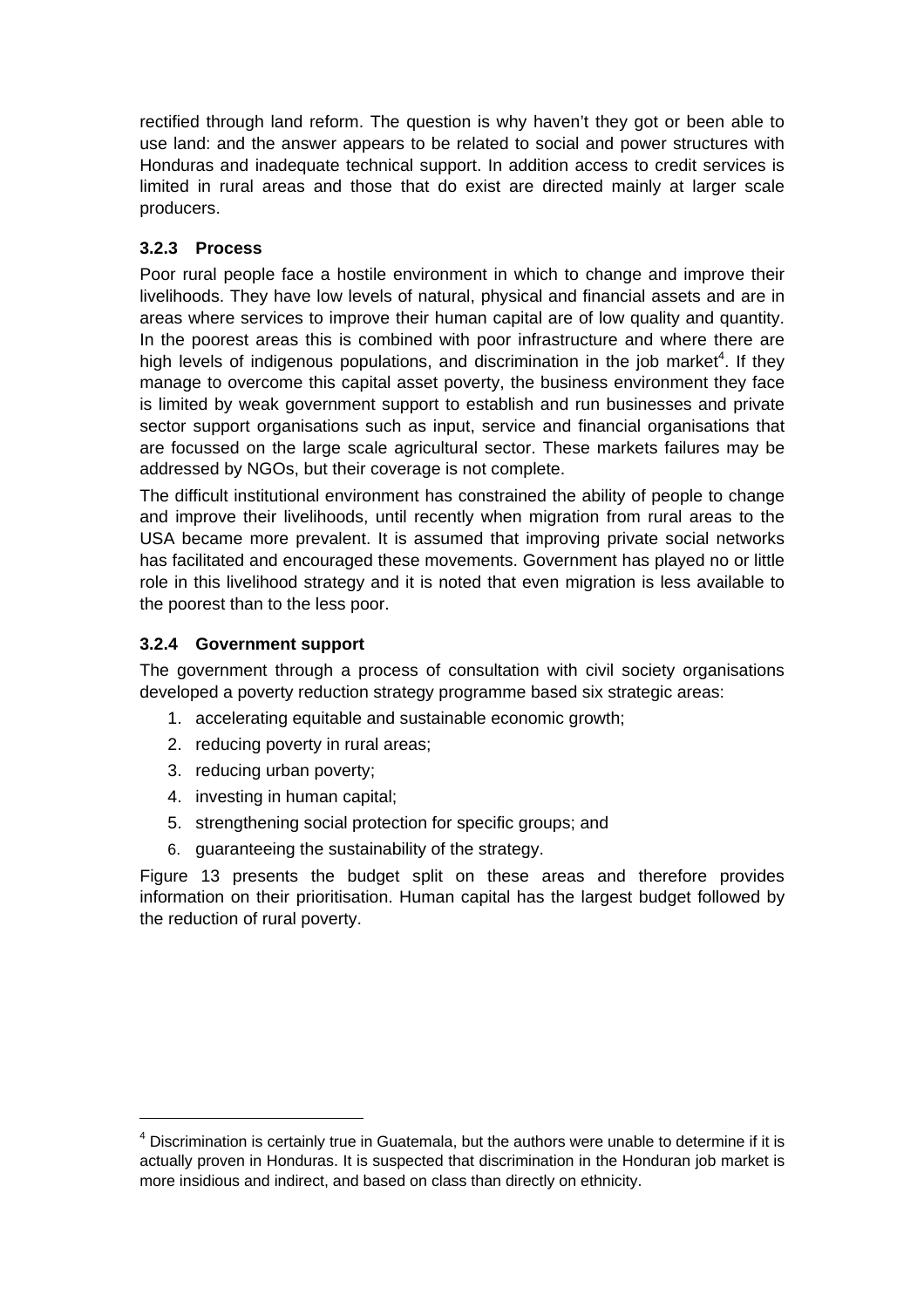rectified through land reform. The question is why haven't they got or been able to use land: and the answer appears to be related to social and power structures with Honduras and inadequate technical support. In addition access to credit services is limited in rural areas and those that do exist are directed mainly at larger scale producers.

### 3.2.3 Process

Poor rural people face a hostile environment in which to change and improve their livelihoods. They have low levels of natural, physical and financial assets and are in areas where services to improve their human capital are of low quality and quantity. In the poorest areas this is combined with poor infrastructure and where there are high levels of indigenous populations, and discrimination in the job market[4]. If they manage to overcome this capital asset poverty, the business environment they face is limited by weak government support to establish and run businesses and private sector support organisations such as input, service and financial organisations that are focussed on the large scale agricultural sector. These markets failures may be addressed by NGOs, but their coverage is not complete.

The difficult institutional environment has constrained the ability of people to change and improve their livelihoods, until recently when migration from rural areas to the USA became more prevalent. It is assumed that improving private social networks has facilitated and encouraged these movements. Government has played no or little role in this livelihood strategy and it is noted that even migration is less available to the poorest than to the less poor.

### 3.2.4 Government support

The government through a process of consultation with civil society organisations developed a poverty reduction strategy programme based six strategic areas:

1. accelerating equitable and sustainable economic growth;
2. reducing poverty in rural areas;
3. reducing urban poverty;
4. investing in human capital;
5. strengthening social protection for specific groups; and
6. guaranteeing the sustainability of the strategy.

Figure 13 presents the budget split on these areas and therefore provides information on their prioritisation. Human capital has the largest budget followed by the reduction of rural poverty.

[4] Discrimination is certainly true in Guatemala, but the authors were unable to determine if it is actually proven in Honduras. It is suspected that discrimination in the Honduran job market is more insidious and indirect, and based on class than directly on ethnicity.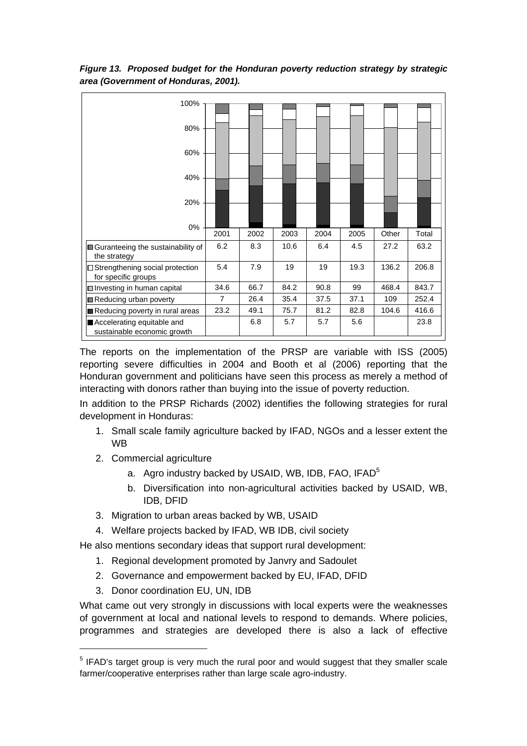***Figure 13. Proposed budget for the Honduran poverty reduction strategy by strategic area (Government of Honduras, 2001).***

| | 2001 | 2002 | 2003 | 2004 | 2005 | Other | Total |
|---|---|---|---|---|---|---|---|
| Guranteeing the sustainability of the strategy | 6.2 | 8.3 | 10.6 | 6.4 | 4.5 | 27.2 | 63.2 |
| Strengthening social protection for specific groups | 5.4 | 7.9 | 19 | 19 | 19.3 | 136.2 | 206.8 |
| Investing in human capital | 34.6 | 66.7 | 84.2 | 90.8 | 99 | 468.4 | 843.7 |
| Reducing urban poverty | 7 | 26.4 | 35.4 | 37.5 | 37.1 | 109 | 252.4 |
| Reducing poverty in rural areas | 23.2 | 49.1 | 75.7 | 81.2 | 82.8 | 104.6 | 416.6 |
| Accelerating equitable and sustainable economic growth | | 6.8 | 5.7 | 5.7 | 5.6 | | 23.8 |

The reports on the implementation of the PRSP are variable with ISS (2005) reporting severe difficulties in 2004 and Booth et al (2006) reporting that the Honduran government and politicians have seen this process as merely a method of interacting with donors rather than buying into the issue of poverty reduction.

In addition to the PRSP Richards (2002) identifies the following strategies for rural development in Honduras:

1. Small scale family agriculture backed by IFAD, NGOs and a lesser extent the WB
2. Commercial agriculture
    a. Agro industry backed by USAID, WB, IDB, FAO, IFAD[5]
    b. Diversification into non-agricultural activities backed by USAID, WB, IDB, DFID
3. Migration to urban areas backed by WB, USAID
4. Welfare projects backed by IFAD, WB IDB, civil society

He also mentions secondary ideas that support rural development:

1. Regional development promoted by Janvry and Sadoulet
2. Governance and empowerment backed by EU, IFAD, DFID
3. Donor coordination EU, UN, IDB

What came out very strongly in discussions with local experts were the weaknesses of government at local and national levels to respond to demands. Where policies, programmes and strategies are developed there is also a lack of effective

[5] IFAD's target group is very much the rural poor and would suggest that they smaller scale farmer/cooperative enterprises rather than large scale agro-industry.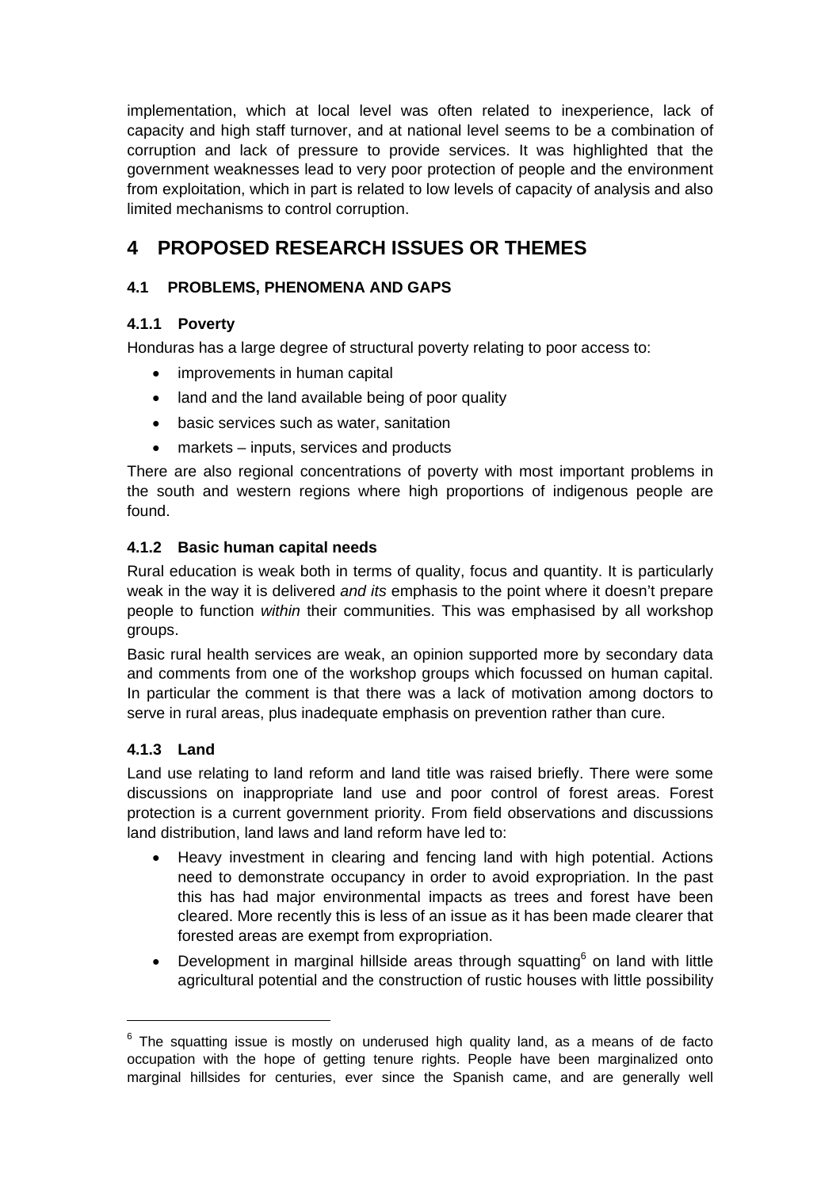implementation, which at local level was often related to inexperience, lack of capacity and high staff turnover, and at national level seems to be a combination of corruption and lack of pressure to provide services. It was highlighted that the government weaknesses lead to very poor protection of people and the environment from exploitation, which in part is related to low levels of capacity of analysis and also limited mechanisms to control corruption.

# 4 PROPOSED RESEARCH ISSUES OR THEMES

## 4.1 PROBLEMS, PHENOMENA AND GAPS

### 4.1.1 Poverty

Honduras has a large degree of structural poverty relating to poor access to:

- improvements in human capital
- land and the land available being of poor quality
- basic services such as water, sanitation
- markets – inputs, services and products

There are also regional concentrations of poverty with most important problems in the south and western regions where high proportions of indigenous people are found.

### 4.1.2 Basic human capital needs

Rural education is weak both in terms of quality, focus and quantity. It is particularly weak in the way it is delivered *and its* emphasis to the point where it doesn't prepare people to function *within* their communities. This was emphasised by all workshop groups.

Basic rural health services are weak, an opinion supported more by secondary data and comments from one of the workshop groups which focussed on human capital. In particular the comment is that there was a lack of motivation among doctors to serve in rural areas, plus inadequate emphasis on prevention rather than cure.

### 4.1.3 Land

Land use relating to land reform and land title was raised briefly. There were some discussions on inappropriate land use and poor control of forest areas. Forest protection is a current government priority. From field observations and discussions land distribution, land laws and land reform have led to:

- Heavy investment in clearing and fencing land with high potential. Actions need to demonstrate occupancy in order to avoid expropriation. In the past this has had major environmental impacts as trees and forest have been cleared. More recently this is less of an issue as it has been made clearer that forested areas are exempt from expropriation.
- Development in marginal hillside areas through squatting[6] on land with little agricultural potential and the construction of rustic houses with little possibility

[6] The squatting issue is mostly on underused high quality land, as a means of de facto occupation with the hope of getting tenure rights. People have been marginalized onto marginal hillsides for centuries, ever since the Spanish came, and are generally well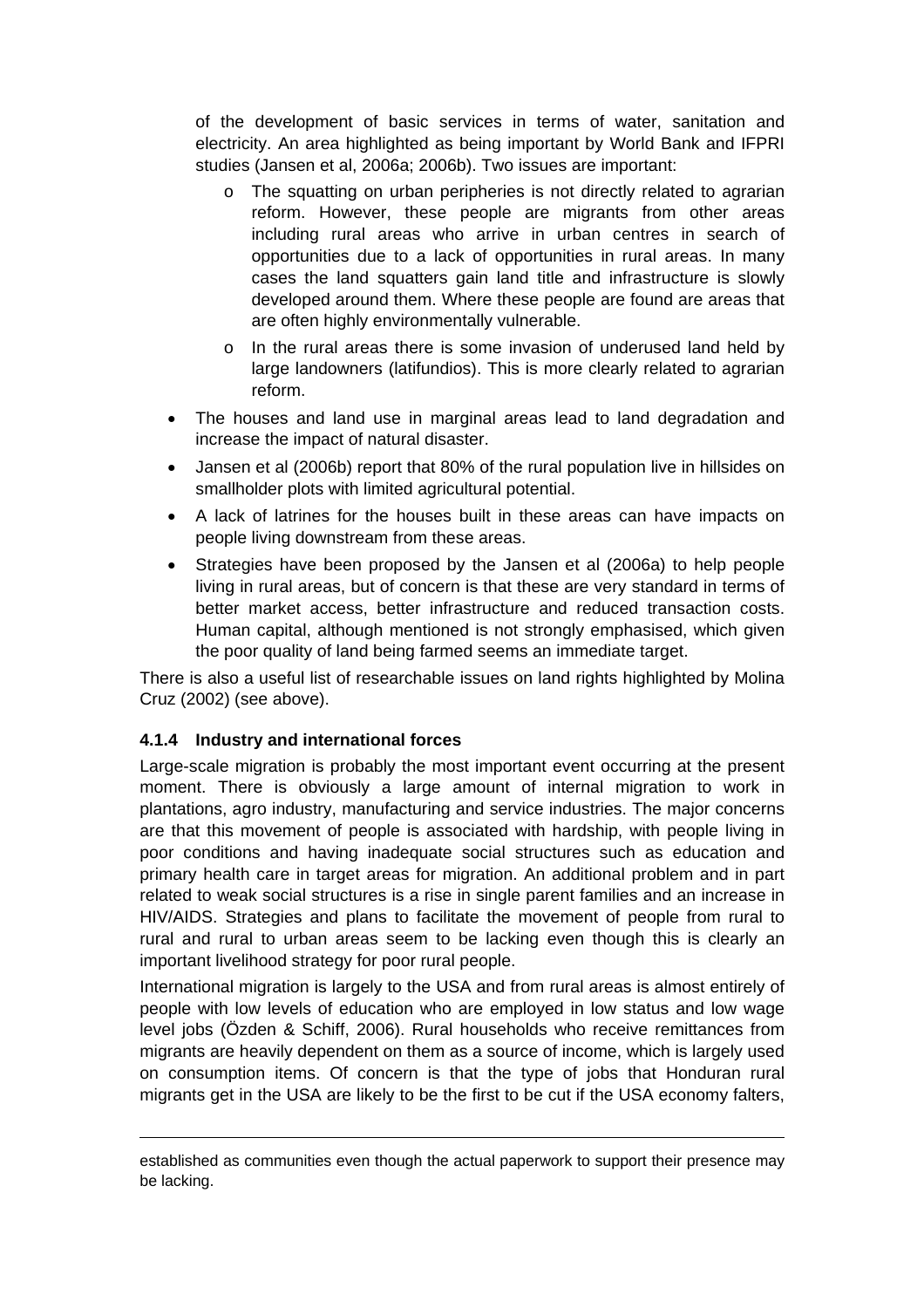of the development of basic services in terms of water, sanitation and electricity. An area highlighted as being important by World Bank and IFPRI studies (Jansen et al, 2006a; 2006b). Two issues are important:

  - The squatting on urban peripheries is not directly related to agrarian reform. However, these people are migrants from other areas including rural areas who arrive in urban centres in search of opportunities due to a lack of opportunities in rural areas. In many cases the land squatters gain land title and infrastructure is slowly developed around them. Where these people are found are areas that are often highly environmentally vulnerable.
  - In the rural areas there is some invasion of underused land held by large landowners (latifundios). This is more clearly related to agrarian reform.

- The houses and land use in marginal areas lead to land degradation and increase the impact of natural disaster.
- Jansen et al (2006b) report that 80% of the rural population live in hillsides on smallholder plots with limited agricultural potential.
- A lack of latrines for the houses built in these areas can have impacts on people living downstream from these areas.
- Strategies have been proposed by the Jansen et al (2006a) to help people living in rural areas, but of concern is that these are very standard in terms of better market access, better infrastructure and reduced transaction costs. Human capital, although mentioned is not strongly emphasised, which given the poor quality of land being farmed seems an immediate target.

There is also a useful list of researchable issues on land rights highlighted by Molina Cruz (2002) (see above).

### 4.1.4 Industry and international forces

Large-scale migration is probably the most important event occurring at the present moment. There is obviously a large amount of internal migration to work in plantations, agro industry, manufacturing and service industries. The major concerns are that this movement of people is associated with hardship, with people living in poor conditions and having inadequate social structures such as education and primary health care in target areas for migration. An additional problem and in part related to weak social structures is a rise in single parent families and an increase in HIV/AIDS. Strategies and plans to facilitate the movement of people from rural to rural and rural to urban areas seem to be lacking even though this is clearly an important livelihood strategy for poor rural people.

International migration is largely to the USA and from rural areas is almost entirely of people with low levels of education who are employed in low status and low wage level jobs (Özden & Schiff, 2006). Rural households who receive remittances from migrants are heavily dependent on them as a source of income, which is largely used on consumption items. Of concern is that the type of jobs that Honduran rural migrants get in the USA are likely to be the first to be cut if the USA economy falters,

---

established as communities even though the actual paperwork to support their presence may be lacking.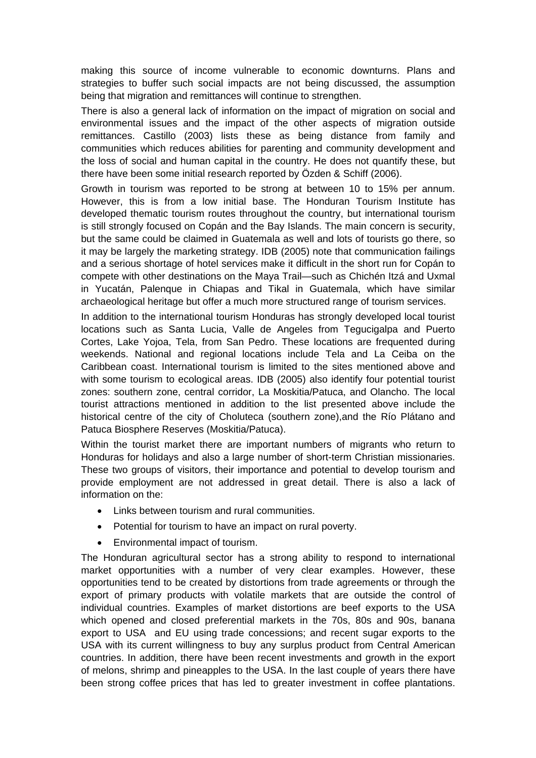making this source of income vulnerable to economic downturns. Plans and strategies to buffer such social impacts are not being discussed, the assumption being that migration and remittances will continue to strengthen.

There is also a general lack of information on the impact of migration on social and environmental issues and the impact of the other aspects of migration outside remittances. Castillo (2003) lists these as being distance from family and communities which reduces abilities for parenting and community development and the loss of social and human capital in the country. He does not quantify these, but there have been some initial research reported by Özden & Schiff (2006).

Growth in tourism was reported to be strong at between 10 to 15% per annum. However, this is from a low initial base. The Honduran Tourism Institute has developed thematic tourism routes throughout the country, but international tourism is still strongly focused on Copán and the Bay Islands. The main concern is security, but the same could be claimed in Guatemala as well and lots of tourists go there, so it may be largely the marketing strategy. IDB (2005) note that communication failings and a serious shortage of hotel services make it difficult in the short run for Copán to compete with other destinations on the Maya Trail—such as Chichén Itzá and Uxmal in Yucatán, Palenque in Chiapas and Tikal in Guatemala, which have similar archaeological heritage but offer a much more structured range of tourism services.

In addition to the international tourism Honduras has strongly developed local tourist locations such as Santa Lucia, Valle de Angeles from Tegucigalpa and Puerto Cortes, Lake Yojoa, Tela, from San Pedro. These locations are frequented during weekends. National and regional locations include Tela and La Ceiba on the Caribbean coast. International tourism is limited to the sites mentioned above and with some tourism to ecological areas. IDB (2005) also identify four potential tourist zones: southern zone, central corridor, La Moskitia/Patuca, and Olancho. The local tourist attractions mentioned in addition to the list presented above include the historical centre of the city of Choluteca (southern zone),and the Río Plátano and Patuca Biosphere Reserves (Moskitia/Patuca).

Within the tourist market there are important numbers of migrants who return to Honduras for holidays and also a large number of short-term Christian missionaries. These two groups of visitors, their importance and potential to develop tourism and provide employment are not addressed in great detail. There is also a lack of information on the:

- Links between tourism and rural communities.
- Potential for tourism to have an impact on rural poverty.
- Environmental impact of tourism.

The Honduran agricultural sector has a strong ability to respond to international market opportunities with a number of very clear examples. However, these opportunities tend to be created by distortions from trade agreements or through the export of primary products with volatile markets that are outside the control of individual countries. Examples of market distortions are beef exports to the USA which opened and closed preferential markets in the 70s, 80s and 90s, banana export to USA and EU using trade concessions; and recent sugar exports to the USA with its current willingness to buy any surplus product from Central American countries. In addition, there have been recent investments and growth in the export of melons, shrimp and pineapples to the USA. In the last couple of years there have been strong coffee prices that has led to greater investment in coffee plantations.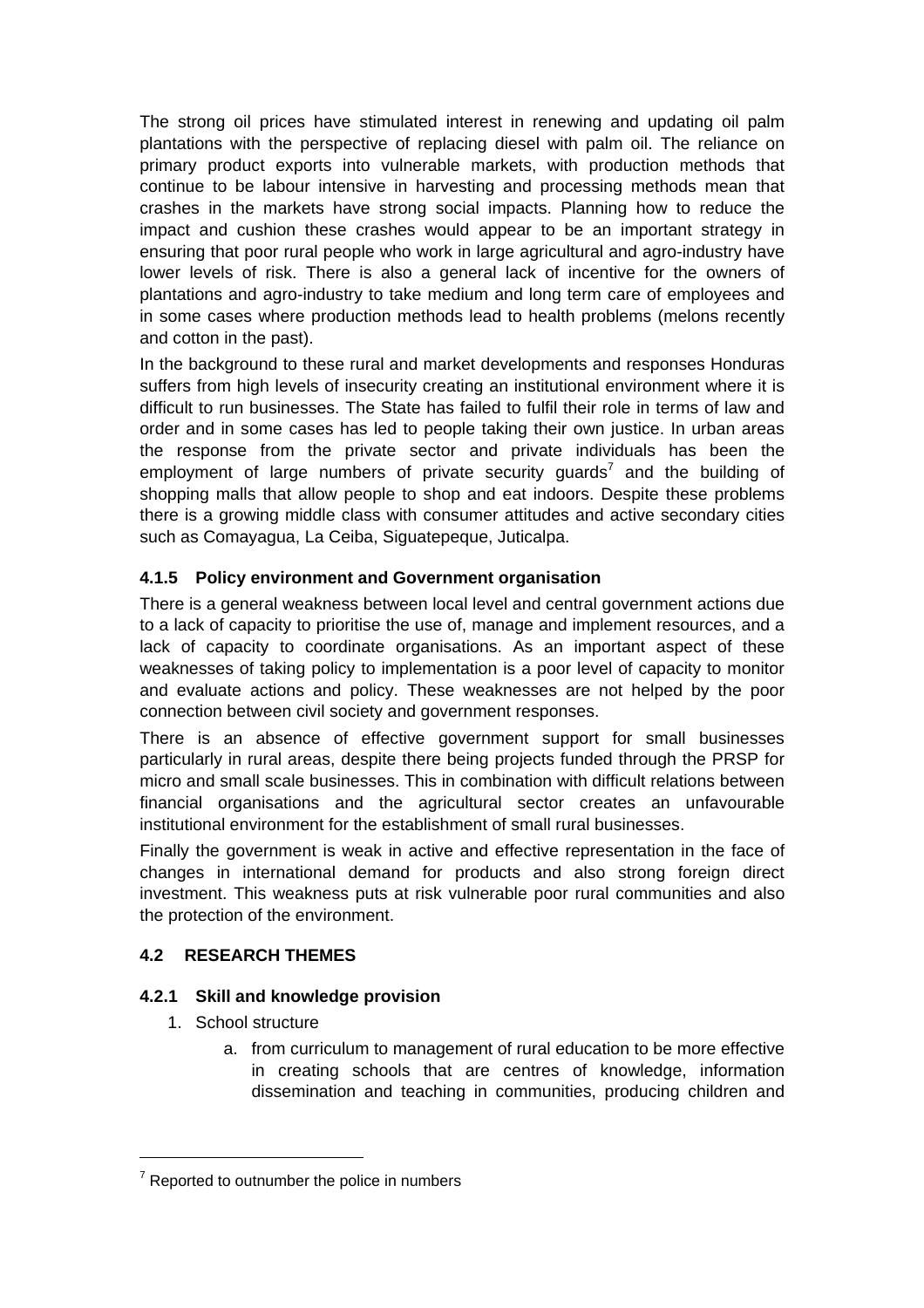The strong oil prices have stimulated interest in renewing and updating oil palm plantations with the perspective of replacing diesel with palm oil. The reliance on primary product exports into vulnerable markets, with production methods that continue to be labour intensive in harvesting and processing methods mean that crashes in the markets have strong social impacts. Planning how to reduce the impact and cushion these crashes would appear to be an important strategy in ensuring that poor rural people who work in large agricultural and agro-industry have lower levels of risk. There is also a general lack of incentive for the owners of plantations and agro-industry to take medium and long term care of employees and in some cases where production methods lead to health problems (melons recently and cotton in the past).

In the background to these rural and market developments and responses Honduras suffers from high levels of insecurity creating an institutional environment where it is difficult to run businesses. The State has failed to fulfil their role in terms of law and order and in some cases has led to people taking their own justice. In urban areas the response from the private sector and private individuals has been the employment of large numbers of private security guards[7] and the building of shopping malls that allow people to shop and eat indoors. Despite these problems there is a growing middle class with consumer attitudes and active secondary cities such as Comayagua, La Ceiba, Siguatepeque, Juticalpa.

### 4.1.5 Policy environment and Government organisation

There is a general weakness between local level and central government actions due to a lack of capacity to prioritise the use of, manage and implement resources, and a lack of capacity to coordinate organisations. As an important aspect of these weaknesses of taking policy to implementation is a poor level of capacity to monitor and evaluate actions and policy. These weaknesses are not helped by the poor connection between civil society and government responses.

There is an absence of effective government support for small businesses particularly in rural areas, despite there being projects funded through the PRSP for micro and small scale businesses. This in combination with difficult relations between financial organisations and the agricultural sector creates an unfavourable institutional environment for the establishment of small rural businesses.

Finally the government is weak in active and effective representation in the face of changes in international demand for products and also strong foreign direct investment. This weakness puts at risk vulnerable poor rural communities and also the protection of the environment.

## 4.2 RESEARCH THEMES

### 4.2.1 Skill and knowledge provision

1. School structure
   a. from curriculum to management of rural education to be more effective in creating schools that are centres of knowledge, information dissemination and teaching in communities, producing children and

[7] Reported to outnumber the police in numbers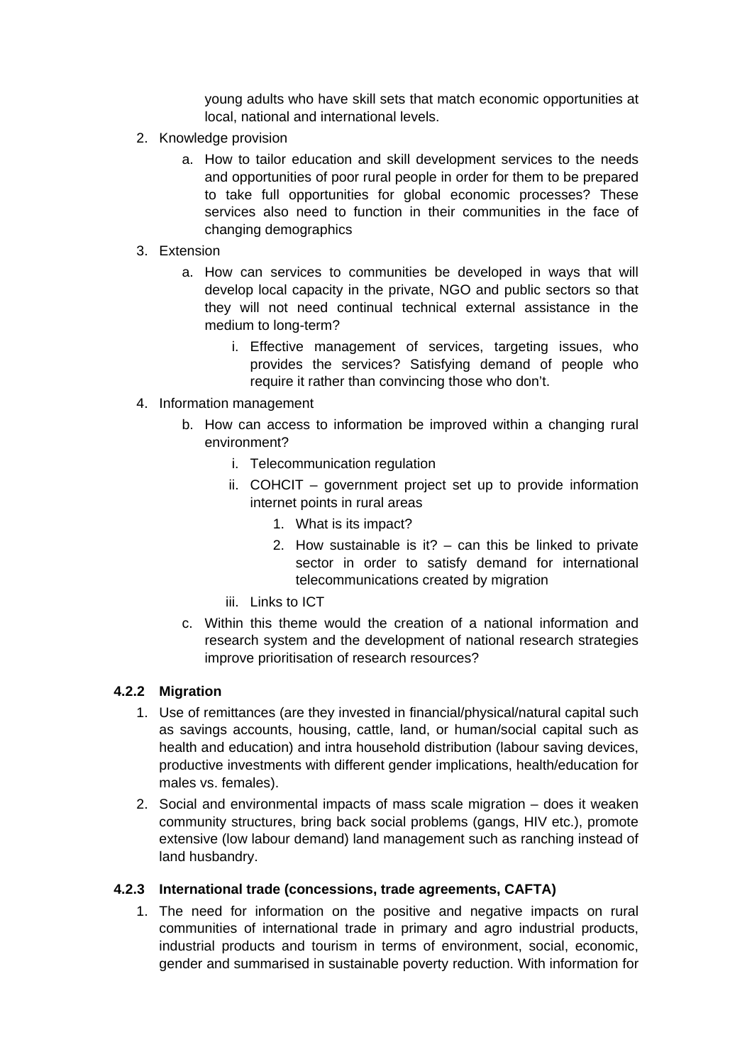young adults who have skill sets that match economic opportunities at local, national and international levels.

2. Knowledge provision
    a. How to tailor education and skill development services to the needs and opportunities of poor rural people in order for them to be prepared to take full opportunities for global economic processes? These services also need to function in their communities in the face of changing demographics
3. Extension
    a. How can services to communities be developed in ways that will develop local capacity in the private, NGO and public sectors so that they will not need continual technical external assistance in the medium to long-term?
        i. Effective management of services, targeting issues, who provides the services? Satisfying demand of people who require it rather than convincing those who don't.
4. Information management
    b. How can access to information be improved within a changing rural environment?
        i. Telecommunication regulation
        ii. COHCIT – government project set up to provide information internet points in rural areas
            1. What is its impact?
            2. How sustainable is it? – can this be linked to private sector in order to satisfy demand for international telecommunications created by migration
        iii. Links to ICT
    c. Within this theme would the creation of a national information and research system and the development of national research strategies improve prioritisation of research resources?

#### 4.2.2 Migration

1. Use of remittances (are they invested in financial/physical/natural capital such as savings accounts, housing, cattle, land, or human/social capital such as health and education) and intra household distribution (labour saving devices, productive investments with different gender implications, health/education for males vs. females).
2. Social and environmental impacts of mass scale migration – does it weaken community structures, bring back social problems (gangs, HIV etc.), promote extensive (low labour demand) land management such as ranching instead of land husbandry.

#### 4.2.3 International trade (concessions, trade agreements, CAFTA)

1. The need for information on the positive and negative impacts on rural communities of international trade in primary and agro industrial products, industrial products and tourism in terms of environment, social, economic, gender and summarised in sustainable poverty reduction. With information for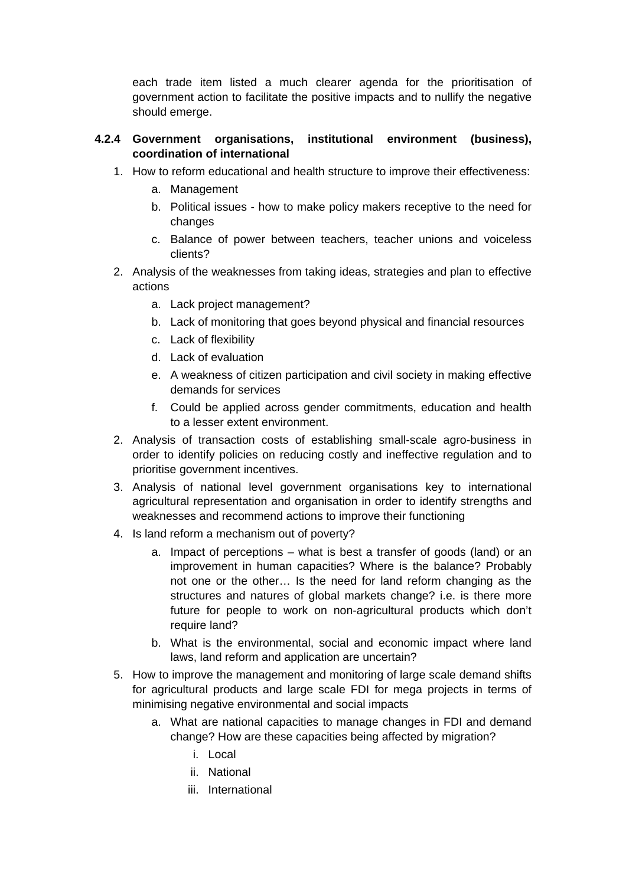each trade item listed a much clearer agenda for the prioritisation of government action to facilitate the positive impacts and to nullify the negative should emerge.

#### 4.2.4 Government organisations, institutional environment (business), coordination of international

1. How to reform educational and health structure to improve their effectiveness:
    a. Management
    b. Political issues - how to make policy makers receptive to the need for changes
    c. Balance of power between teachers, teacher unions and voiceless clients?
2. Analysis of the weaknesses from taking ideas, strategies and plan to effective actions
    a. Lack project management?
    b. Lack of monitoring that goes beyond physical and financial resources
    c. Lack of flexibility
    d. Lack of evaluation
    e. A weakness of citizen participation and civil society in making effective demands for services
    f. Could be applied across gender commitments, education and health to a lesser extent environment.
2. Analysis of transaction costs of establishing small-scale agro-business in order to identify policies on reducing costly and ineffective regulation and to prioritise government incentives.
3. Analysis of national level government organisations key to international agricultural representation and organisation in order to identify strengths and weaknesses and recommend actions to improve their functioning
4. Is land reform a mechanism out of poverty?
    a. Impact of perceptions – what is best a transfer of goods (land) or an improvement in human capacities? Where is the balance? Probably not one or the other… Is the need for land reform changing as the structures and natures of global markets change? i.e. is there more future for people to work on non-agricultural products which don't require land?
    b. What is the environmental, social and economic impact where land laws, land reform and application are uncertain?
5. How to improve the management and monitoring of large scale demand shifts for agricultural products and large scale FDI for mega projects in terms of minimising negative environmental and social impacts
    a. What are national capacities to manage changes in FDI and demand change? How are these capacities being affected by migration?
        i. Local
        ii. National
        iii. International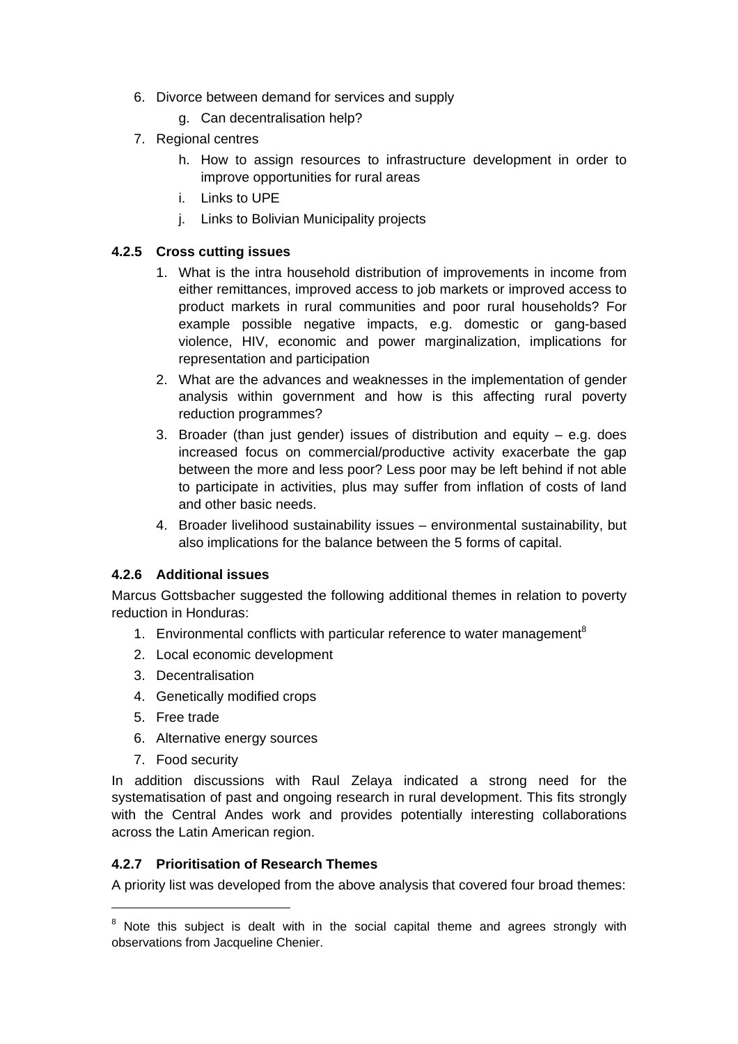6. Divorce between demand for services and supply
    g. Can decentralisation help?
7. Regional centres
    h. How to assign resources to infrastructure development in order to improve opportunities for rural areas
    i. Links to UPE
    j. Links to Bolivian Municipality projects

### 4.2.5 Cross cutting issues

1. What is the intra household distribution of improvements in income from either remittances, improved access to job markets or improved access to product markets in rural communities and poor rural households? For example possible negative impacts, e.g. domestic or gang-based violence, HIV, economic and power marginalization, implications for representation and participation
2. What are the advances and weaknesses in the implementation of gender analysis within government and how is this affecting rural poverty reduction programmes?
3. Broader (than just gender) issues of distribution and equity – e.g. does increased focus on commercial/productive activity exacerbate the gap between the more and less poor? Less poor may be left behind if not able to participate in activities, plus may suffer from inflation of costs of land and other basic needs.
4. Broader livelihood sustainability issues – environmental sustainability, but also implications for the balance between the 5 forms of capital.

### 4.2.6 Additional issues

Marcus Gottsbacher suggested the following additional themes in relation to poverty reduction in Honduras:

1. Environmental conflicts with particular reference to water management[8]
2. Local economic development
3. Decentralisation
4. Genetically modified crops
5. Free trade
6. Alternative energy sources
7. Food security

In addition discussions with Raul Zelaya indicated a strong need for the systematisation of past and ongoing research in rural development. This fits strongly with the Central Andes work and provides potentially interesting collaborations across the Latin American region.

### 4.2.7 Prioritisation of Research Themes

A priority list was developed from the above analysis that covered four broad themes:

[8] Note this subject is dealt with in the social capital theme and agrees strongly with observations from Jacqueline Chenier.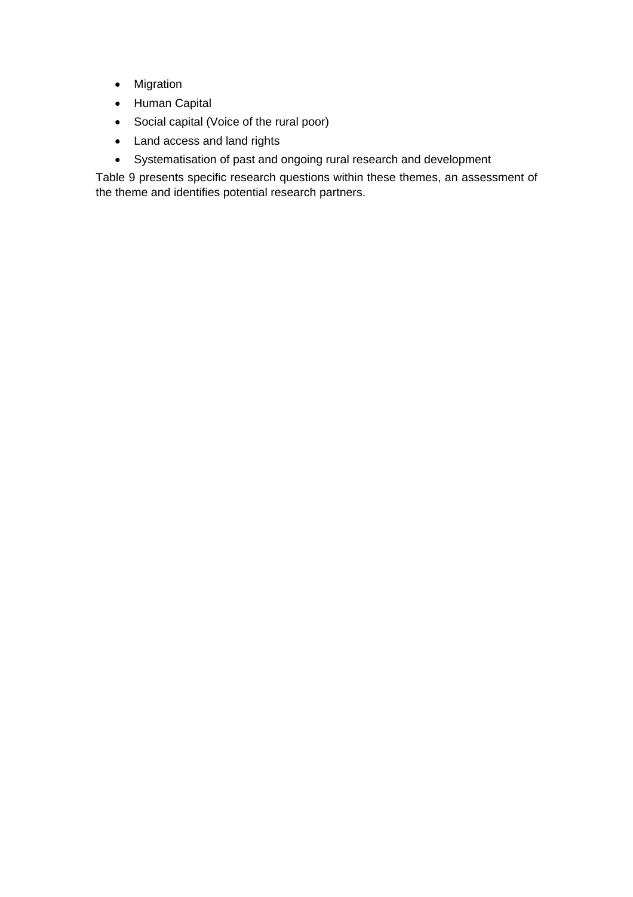- Migration
- Human Capital
- Social capital (Voice of the rural poor)
- Land access and land rights
- Systematisation of past and ongoing rural research and development

Table 9 presents specific research questions within these themes, an assessment of the theme and identifies potential research partners.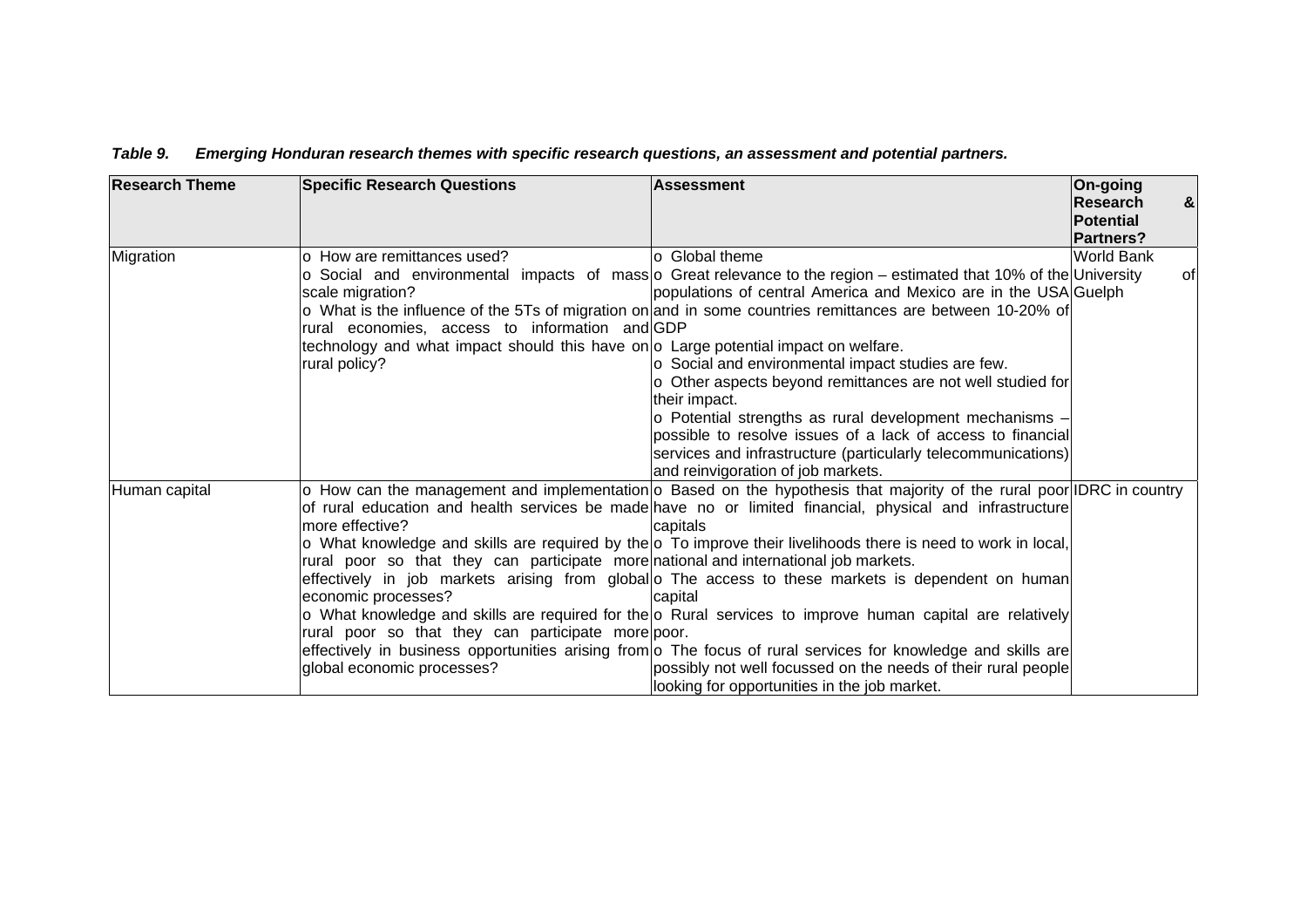***Table 9. Emerging Honduran research themes with specific research questions, an assessment and potential partners.***

| Research Theme | Specific Research Questions | Assessment | On-going Research & Potential Partners? |
|---|---|---|---|
| Migration | o How are remittances used?<br>o Social and environmental impacts of mass scale migration?<br>o What is the influence of the 5Ts of migration on rural economies, access to information and technology and what impact should this have on rural policy? | o Global theme<br>o Great relevance to the region – estimated that 10% of the populations of central America and Mexico are in the USA and in some countries remittances are between 10-20% of GDP<br>o Large potential impact on welfare.<br>o Social and environmental impact studies are few.<br>o Other aspects beyond remittances are not well studied for their impact.<br>o Potential strengths as rural development mechanisms – possible to resolve issues of a lack of access to financial services and infrastructure (particularly telecommunications) and reinvigoration of job markets. | World Bank<br>University of Guelph |
| Human capital | o How can the management and implementation of rural education and health services be made more effective?<br>o What knowledge and skills are required by the rural poor so that they can participate more effectively in job markets arising from global economic processes?<br>o What knowledge and skills are required for the rural poor so that they can participate more effectively in business opportunities arising from global economic processes? | o Based on the hypothesis that majority of the rural poor have no or limited financial, physical and infrastructure capitals<br>o To improve their livelihoods there is need to work in local, national and international job markets.<br>o The access to these markets is dependent on human capital<br>o Rural services to improve human capital are relatively poor.<br>o The focus of rural services for knowledge and skills are possibly not well focussed on the needs of their rural people looking for opportunities in the job market. | IDRC in country |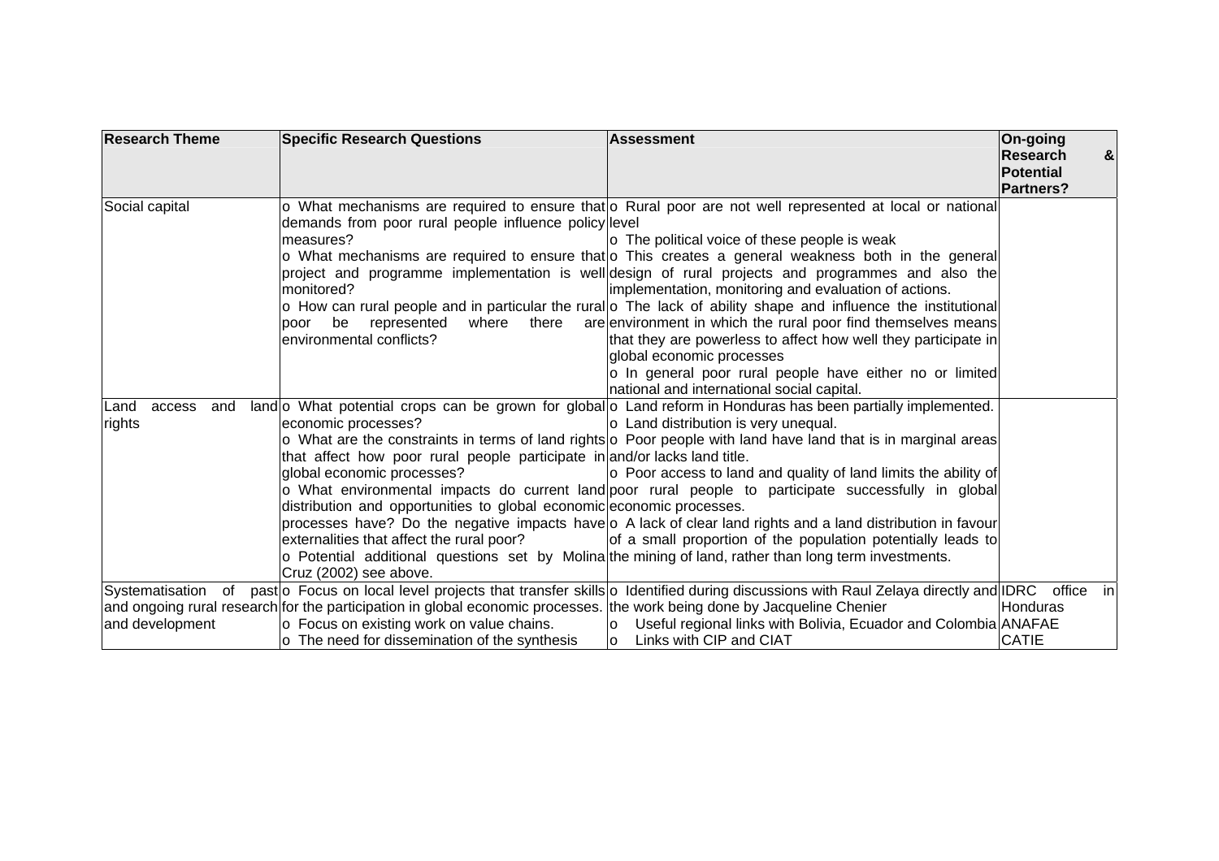| Research Theme | Specific Research Questions | Assessment | On-going Research & Potential Partners? |
|---|---|---|---|
| Social capital | o What mechanisms are required to ensure that demands from poor rural people influence policy measures?<br>o What mechanisms are required to ensure that project and programme implementation is well monitored?<br>o How can rural people and in particular the rural poor be represented where there are environmental conflicts? | o Rural poor are not well represented at local or national level<br>o The political voice of these people is weak<br>o This creates a general weakness both in the general design of rural projects and programmes and also the implementation, monitoring and evaluation of actions.<br>o The lack of ability shape and influence the institutional environment in which the rural poor find themselves means that they are powerless to affect how well they participate in global economic processes<br>o In general poor rural people have either no or limited national and international social capital. | |
| Land access and land rights | o What potential crops can be grown for global economic processes?<br>o What are the constraints in terms of land rights that affect how poor rural people participate in global economic processes?<br>o What environmental impacts do current land distribution and opportunities to global economic processes have? Do the negative impacts have externalities that affect the rural poor?<br>o Potential additional questions set by Molina Cruz (2002) see above. | o Land reform in Honduras has been partially implemented.<br>o Land distribution is very unequal.<br>o Poor people with land have land that is in marginal areas and/or lacks land title.<br>o Poor access to land and quality of land limits the ability of poor rural people to participate successfully in global economic processes.<br>o A lack of clear land rights and a land distribution in favour of a small proportion of the population potentially leads to the mining of land, rather than long term investments. | |
| Systematisation of past and ongoing rural research and development | o Focus on local level projects that transfer skills for the participation in global economic processes.<br>o Focus on existing work on value chains.<br>o The need for dissemination of the synthesis | o Identified during discussions with Raul Zelaya directly and the work being done by Jacqueline Chenier<br>o Useful regional links with Bolivia, Ecuador and Colombia<br>o Links with CIP and CIAT | IDRC office in Honduras<br>ANAFAE<br>CATIE |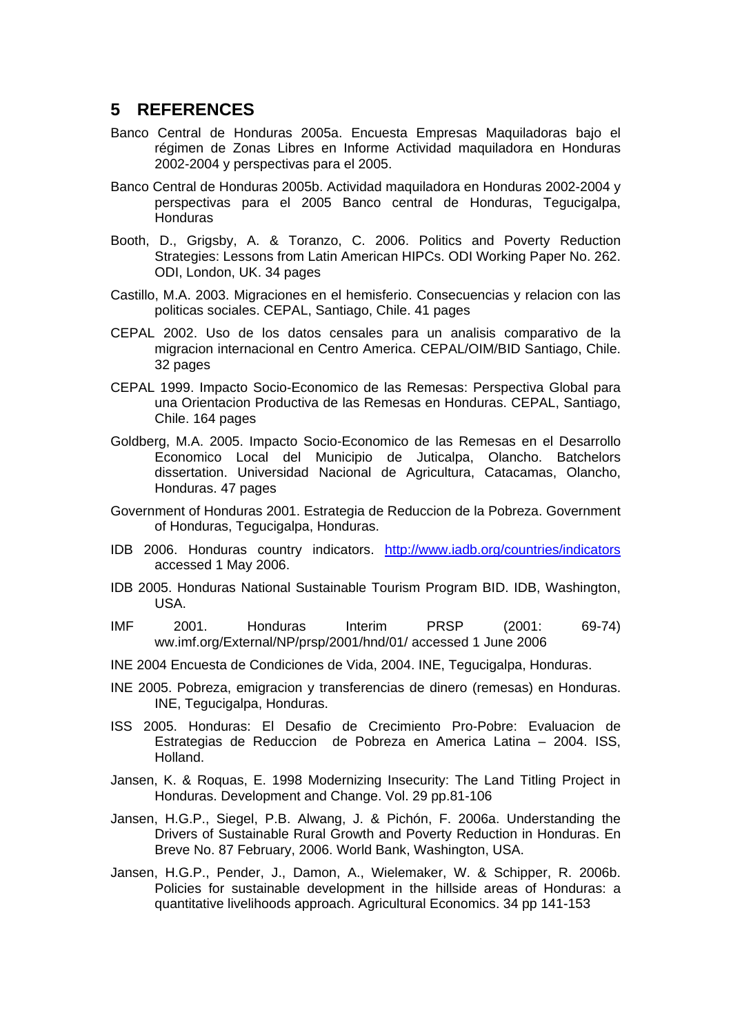## 5 REFERENCES

Banco Central de Honduras 2005a. Encuesta Empresas Maquiladoras bajo el régimen de Zonas Libres en Informe Actividad maquiladora en Honduras 2002-2004 y perspectivas para el 2005.

Banco Central de Honduras 2005b. Actividad maquiladora en Honduras 2002-2004 y perspectivas para el 2005 Banco central de Honduras, Tegucigalpa, Honduras

Booth, D., Grigsby, A. & Toranzo, C. 2006. Politics and Poverty Reduction Strategies: Lessons from Latin American HIPCs. ODI Working Paper No. 262. ODI, London, UK. 34 pages

Castillo, M.A. 2003. Migraciones en el hemisferio. Consecuencias y relacion con las politicas sociales. CEPAL, Santiago, Chile. 41 pages

CEPAL 2002. Uso de los datos censales para un analisis comparativo de la migracion internacional en Centro America. CEPAL/OIM/BID Santiago, Chile. 32 pages

CEPAL 1999. Impacto Socio-Economico de las Remesas: Perspectiva Global para una Orientacion Productiva de las Remesas en Honduras. CEPAL, Santiago, Chile. 164 pages

Goldberg, M.A. 2005. Impacto Socio-Economico de las Remesas en el Desarrollo Economico Local del Municipio de Juticalpa, Olancho. Batchelors dissertation. Universidad Nacional de Agricultura, Catacamas, Olancho, Honduras. 47 pages

Government of Honduras 2001. Estrategia de Reduccion de la Pobreza. Government of Honduras, Tegucigalpa, Honduras.

IDB 2006. Honduras country indicators. http://www.iadb.org/countries/indicators accessed 1 May 2006.

IDB 2005. Honduras National Sustainable Tourism Program BID. IDB, Washington, USA.

IMF 2001. Honduras Interim PRSP (2001: 69-74) ww.imf.org/External/NP/prsp/2001/hnd/01/ accessed 1 June 2006

INE 2004 Encuesta de Condiciones de Vida, 2004. INE, Tegucigalpa, Honduras.

INE 2005. Pobreza, emigracion y transferencias de dinero (remesas) en Honduras. INE, Tegucigalpa, Honduras.

ISS 2005. Honduras: El Desafio de Crecimiento Pro-Pobre: Evaluacion de Estrategias de Reduccion de Pobreza en America Latina – 2004. ISS, Holland.

Jansen, K. & Roquas, E. 1998 Modernizing Insecurity: The Land Titling Project in Honduras. Development and Change. Vol. 29 pp.81-106

Jansen, H.G.P., Siegel, P.B. Alwang, J. & Pichón, F. 2006a. Understanding the Drivers of Sustainable Rural Growth and Poverty Reduction in Honduras. En Breve No. 87 February, 2006. World Bank, Washington, USA.

Jansen, H.G.P., Pender, J., Damon, A., Wielemaker, W. & Schipper, R. 2006b. Policies for sustainable development in the hillside areas of Honduras: a quantitative livelihoods approach. Agricultural Economics. 34 pp 141-153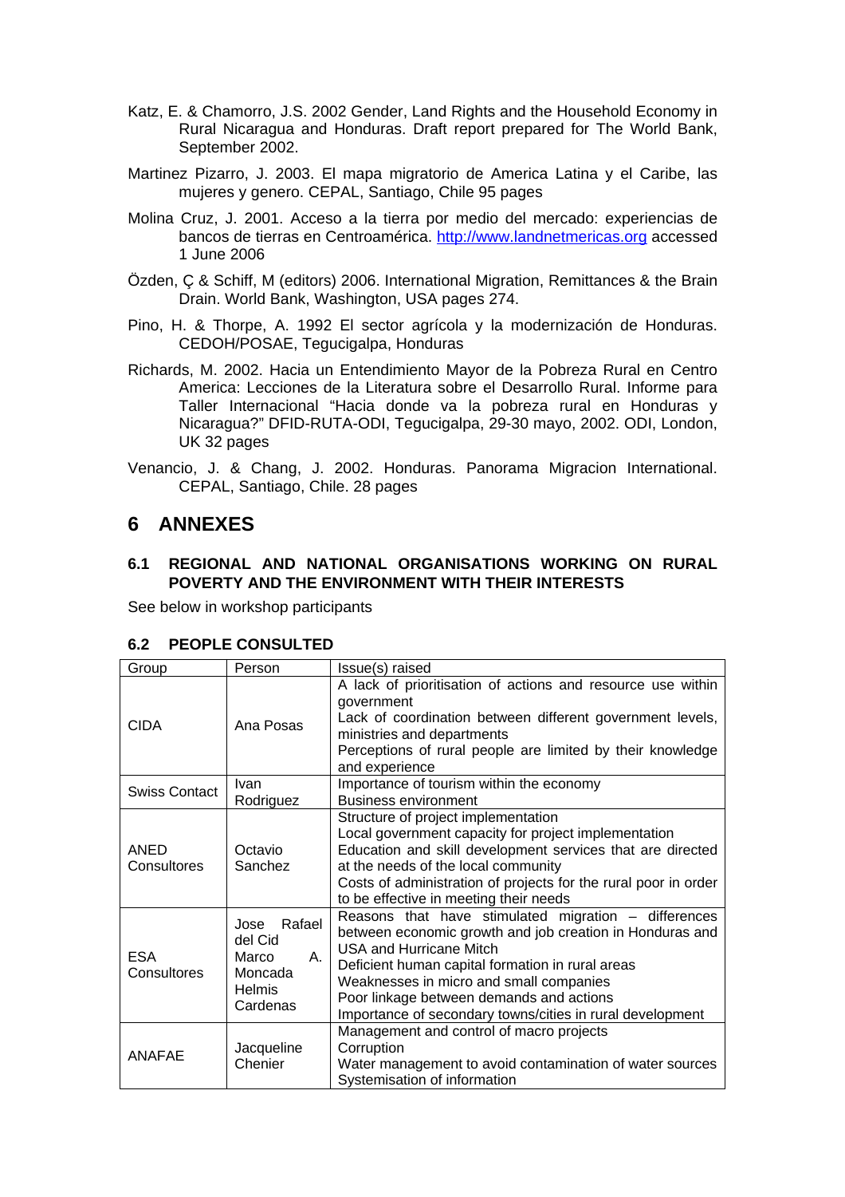Katz, E. & Chamorro, J.S. 2002 Gender, Land Rights and the Household Economy in Rural Nicaragua and Honduras. Draft report prepared for The World Bank, September 2002.

Martinez Pizarro, J. 2003. El mapa migratorio de America Latina y el Caribe, las mujeres y genero. CEPAL, Santiago, Chile 95 pages

Molina Cruz, J. 2001. Acceso a la tierra por medio del mercado: experiencias de bancos de tierras en Centroamérica. http://www.landnetmericas.org accessed 1 June 2006

Özden, Ç & Schiff, M (editors) 2006. International Migration, Remittances & the Brain Drain. World Bank, Washington, USA pages 274.

Pino, H. & Thorpe, A. 1992 El sector agrícola y la modernización de Honduras. CEDOH/POSAE, Tegucigalpa, Honduras

Richards, M. 2002. Hacia un Entendimiento Mayor de la Pobreza Rural en Centro America: Lecciones de la Literatura sobre el Desarrollo Rural. Informe para Taller Internacional "Hacia donde va la pobreza rural en Honduras y Nicaragua?" DFID-RUTA-ODI, Tegucigalpa, 29-30 mayo, 2002. ODI, London, UK 32 pages

Venancio, J. & Chang, J. 2002. Honduras. Panorama Migracion International. CEPAL, Santiago, Chile. 28 pages

# 6 ANNEXES

## 6.1 REGIONAL AND NATIONAL ORGANISATIONS WORKING ON RURAL POVERTY AND THE ENVIRONMENT WITH THEIR INTERESTS

See below in workshop participants

## 6.2 PEOPLE CONSULTED

| Group | Person | Issue(s) raised |
|---|---|---|
| CIDA | Ana Posas | A lack of prioritisation of actions and resource use within government<br>Lack of coordination between different government levels, ministries and departments<br>Perceptions of rural people are limited by their knowledge and experience |
| Swiss Contact | Ivan Rodriguez | Importance of tourism within the economy<br>Business environment |
| ANED Consultores | Octavio Sanchez | Structure of project implementation<br>Local government capacity for project implementation<br>Education and skill development services that are directed at the needs of the local community<br>Costs of administration of projects for the rural poor in order to be effective in meeting their needs |
| ESA Consultores | Jose Rafael del Cid<br>Marco A. Moncada<br>Helmis Cardenas | Reasons that have stimulated migration – differences between economic growth and job creation in Honduras and USA and Hurricane Mitch<br>Deficient human capital formation in rural areas<br>Weaknesses in micro and small companies<br>Poor linkage between demands and actions<br>Importance of secondary towns/cities in rural development |
| ANAFAE | Jacqueline Chenier | Management and control of macro projects<br>Corruption<br>Water management to avoid contamination of water sources<br>Systemisation of information |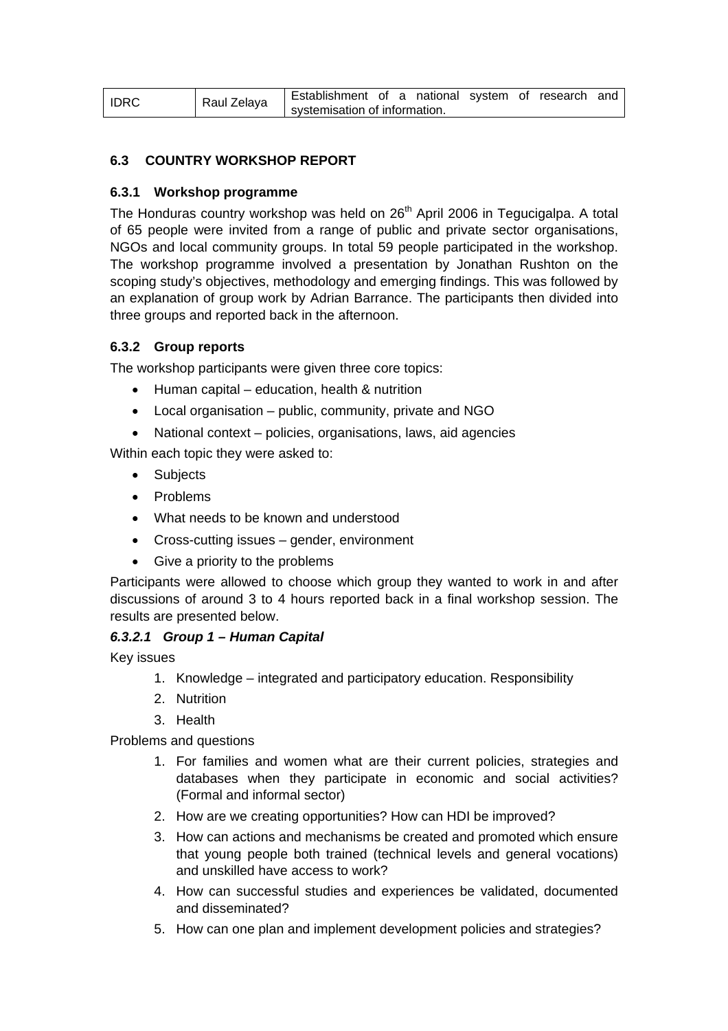| IDRC | Raul Zelaya | Establishment of a national system of research and systemisation of information. |
|---|---|---|

## 6.3 COUNTRY WORKSHOP REPORT

### 6.3.1 Workshop programme

The Honduras country workshop was held on 26th April 2006 in Tegucigalpa. A total of 65 people were invited from a range of public and private sector organisations, NGOs and local community groups. In total 59 people participated in the workshop. The workshop programme involved a presentation by Jonathan Rushton on the scoping study's objectives, methodology and emerging findings. This was followed by an explanation of group work by Adrian Barrance. The participants then divided into three groups and reported back in the afternoon.

### 6.3.2 Group reports

The workshop participants were given three core topics:

- Human capital – education, health & nutrition
- Local organisation – public, community, private and NGO
- National context – policies, organisations, laws, aid agencies

Within each topic they were asked to:

- Subjects
- Problems
- What needs to be known and understood
- Cross-cutting issues – gender, environment
- Give a priority to the problems

Participants were allowed to choose which group they wanted to work in and after discussions of around 3 to 4 hours reported back in a final workshop session. The results are presented below.

#### *6.3.2.1 Group 1 – Human Capital*

Key issues

1. Knowledge – integrated and participatory education. Responsibility
2. Nutrition
3. Health

Problems and questions

1. For families and women what are their current policies, strategies and databases when they participate in economic and social activities? (Formal and informal sector)
2. How are we creating opportunities? How can HDI be improved?
3. How can actions and mechanisms be created and promoted which ensure that young people both trained (technical levels and general vocations) and unskilled have access to work?
4. How can successful studies and experiences be validated, documented and disseminated?
5. How can one plan and implement development policies and strategies?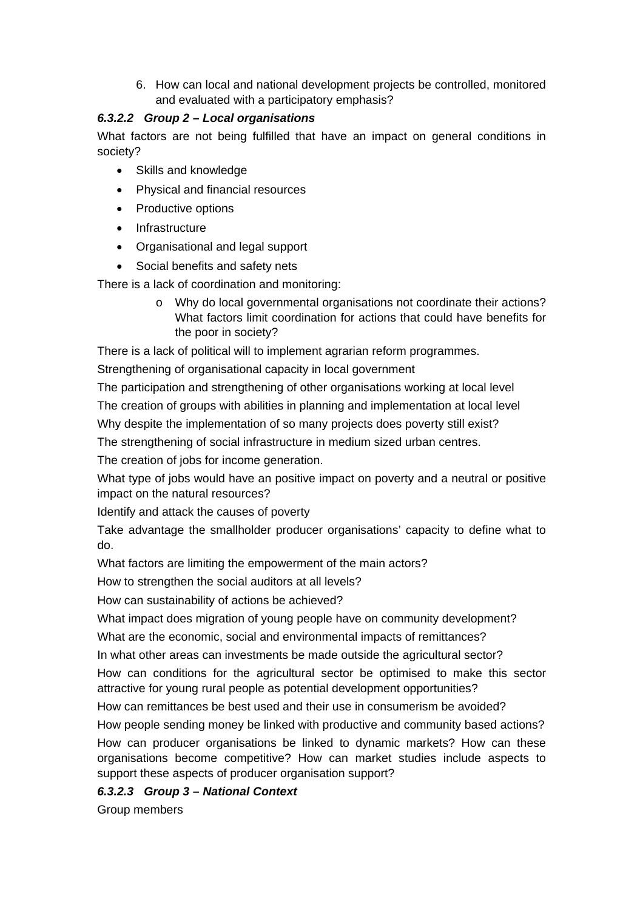6. How can local and national development projects be controlled, monitored and evaluated with a participatory emphasis?

#### *6.3.2.2 Group 2 – Local organisations*

What factors are not being fulfilled that have an impact on general conditions in society?

- Skills and knowledge
- Physical and financial resources
- Productive options
- Infrastructure
- Organisational and legal support
- Social benefits and safety nets

There is a lack of coordination and monitoring:

- Why do local governmental organisations not coordinate their actions? What factors limit coordination for actions that could have benefits for the poor in society?

There is a lack of political will to implement agrarian reform programmes.

Strengthening of organisational capacity in local government

The participation and strengthening of other organisations working at local level

The creation of groups with abilities in planning and implementation at local level

Why despite the implementation of so many projects does poverty still exist?

The strengthening of social infrastructure in medium sized urban centres.

The creation of jobs for income generation.

What type of jobs would have an positive impact on poverty and a neutral or positive impact on the natural resources?

Identify and attack the causes of poverty

Take advantage the smallholder producer organisations' capacity to define what to do.

What factors are limiting the empowerment of the main actors?

How to strengthen the social auditors at all levels?

How can sustainability of actions be achieved?

What impact does migration of young people have on community development?

What are the economic, social and environmental impacts of remittances?

In what other areas can investments be made outside the agricultural sector?

How can conditions for the agricultural sector be optimised to make this sector attractive for young rural people as potential development opportunities?

How can remittances be best used and their use in consumerism be avoided?

How people sending money be linked with productive and community based actions?

How can producer organisations be linked to dynamic markets? How can these organisations become competitive? How can market studies include aspects to support these aspects of producer organisation support?

#### *6.3.2.3 Group 3 – National Context*

Group members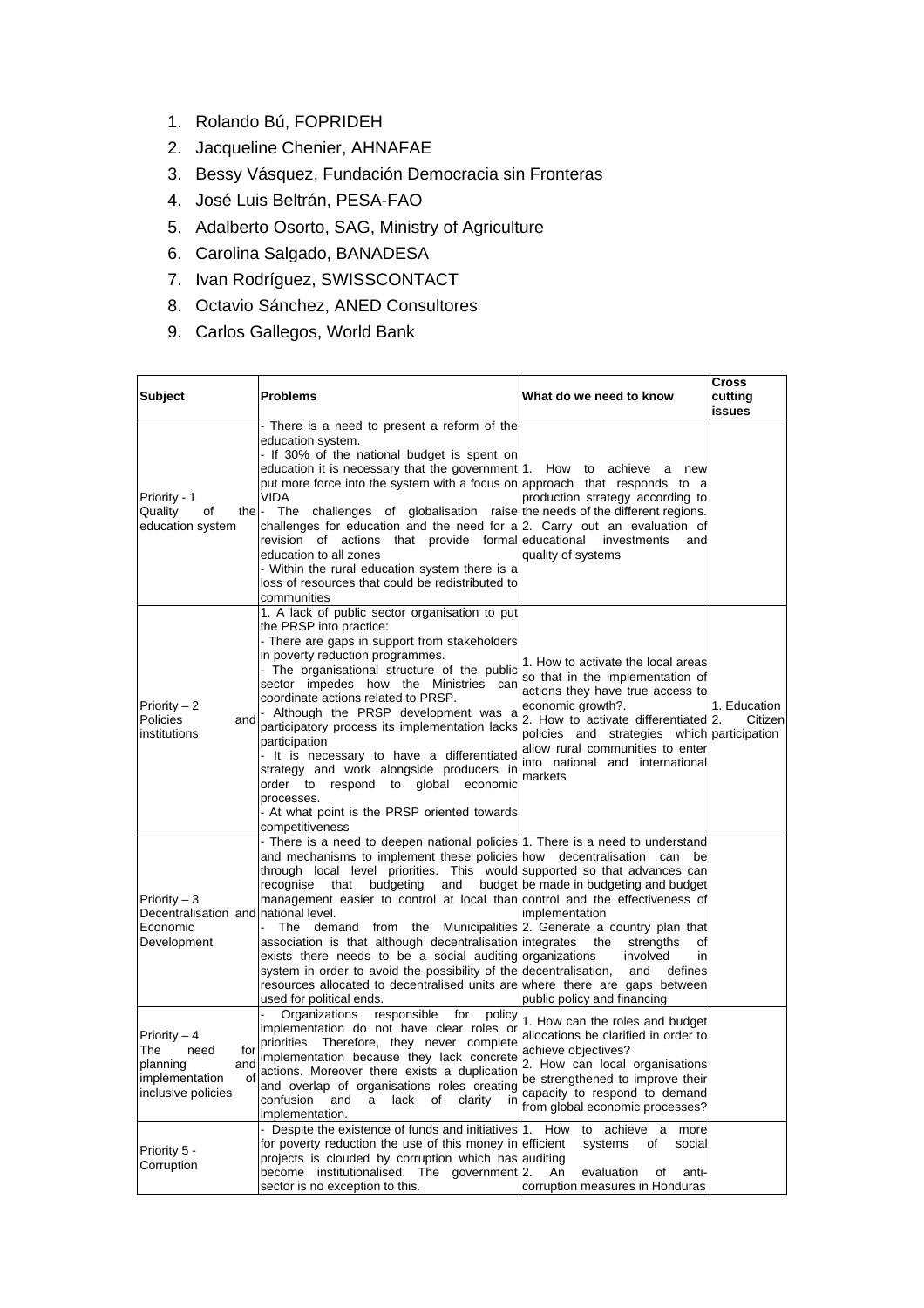1. Rolando Bú, FOPRIDEH
2. Jacqueline Chenier, AHNAFAE
3. Bessy Vásquez, Fundación Democracia sin Fronteras
4. José Luis Beltrán, PESA-FAO
5. Adalberto Osorto, SAG, Ministry of Agriculture
6. Carolina Salgado, BANADESA
7. Ivan Rodríguez, SWISSCONTACT
8. Octavio Sánchez, ANED Consultores
9. Carlos Gallegos, World Bank

| Subject | Problems | What do we need to know | Cross cutting issues |
|---|---|---|---|
| Priority - 1 Quality of the education system | - There is a need to present a reform of the education system.<br>- If 30% of the national budget is spent on education it is necessary that the government put more force into the system with a focus on VIDA<br>- The challenges of globalisation raise challenges for education and the need for a revision of actions that provide formal education to all zones<br>- Within the rural education system there is a loss of resources that could be redistributed to communities | 1. How to achieve a new approach that responds to a production strategy according to the needs of the different regions.<br>2. Carry out an evaluation of educational investments and quality of systems | |
| Priority – 2 Policies and institutions | 1. A lack of public sector organisation to put the PRSP into practice:<br>- There are gaps in support from stakeholders in poverty reduction programmes.<br>- The organisational structure of the public sector impedes how the Ministries can coordinate actions related to PRSP.<br>- Although the PRSP development was a participatory process its implementation lacks participation<br>- It is necessary to have a differentiated strategy and work alongside producers in order to respond to global economic processes.<br>- At what point is the PRSP oriented towards competitiveness | 1. How to activate the local areas so that in the implementation of actions they have true access to economic growth?.<br>2. How to activate differentiated policies and strategies which allow rural communities to enter into national and international markets | 1. Education<br>2. Citizen participation |
| Priority – 3 Decentralisation and Economic Development | - There is a need to deepen national policies and mechanisms to implement these policies through local level priorities. This would recognise that budgeting and budget management easier to control at local than national level.<br>- The demand from the Municipalities association is that although decentralisation exists there needs to be a social auditing system in order to avoid the possibility of the resources allocated to decentralised units are used for political ends. | 1. There is a need to understand how decentralisation can be supported so that advances can be made in budgeting and budget control and the effectiveness of implementation<br>2. Generate a country plan that integrates the strengths of organizations involved in decentralisation, and defines where there are gaps between public policy and financing | |
| Priority – 4 The need for planning and implementation of inclusive policies | - Organizations responsible for policy implementation do not have clear roles or priorities. Therefore, they never complete implementation because they lack concrete actions. Moreover there exists a duplication and overlap of organisations roles creating confusion and a lack of clarity in implementation. | 1. How can the roles and budget allocations be clarified in order to achieve objectives?<br>2. How can local organisations be strengthened to improve their capacity to respond to demand from global economic processes? | |
| Priority 5 - Corruption | - Despite the existence of funds and initiatives for poverty reduction the use of this money in projects is clouded by corruption which has become institutionalised. The government sector is no exception to this. | 1. How to achieve a more efficient systems of social auditing<br>2. An evaluation of anti-corruption measures in Honduras | |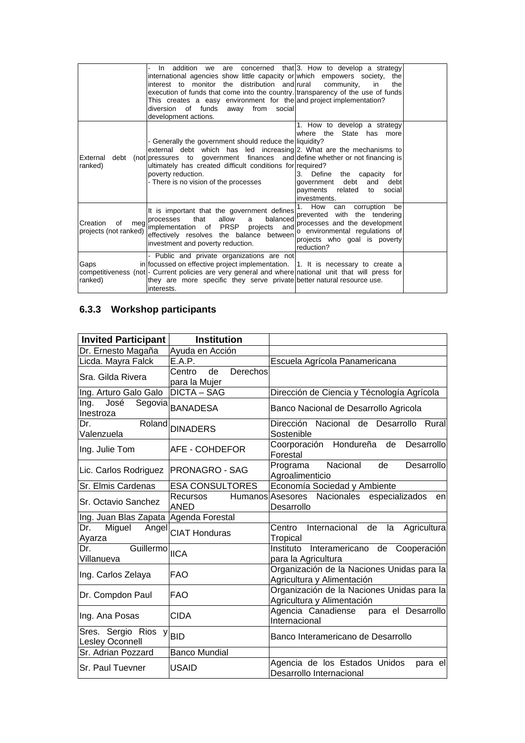| | | | |
|---|---|---|---|
| | - In addition we are concerned that international agencies show little capacity or interest to monitor the distribution and execution of funds that come into the country. This creates a easy environment for the diversion of funds away from social development actions. | 3. How to develop a strategy which empowers society, the rural community, in the transparency of the use of funds and project implementation? | |
| External debt (not ranked) | - Generally the government should reduce the external debt which has led increasing pressures to government finances and ultimately has created difficult conditions for poverty reduction.<br>- There is no vision of the processes | 1. How to develop a strategy where the State has more liquidity?<br>2. What are the mechanisms to define whether or not financing is required?<br>3. Define the capacity for government debt and debt payments related to social investments. | |
| Creation of meg projects (not ranked) | It is important that the government defines processes that allow a balanced implementation of PRSP projects and effectively resolves the balance between investment and poverty reduction. | 1. How can corruption be prevented with the tendering processes and the development o environmental regulations of projects who goal is poverty reduction? | |
| Gaps in competitiveness (not ranked) | - Public and private organizations are not focussed on effective project implementation.<br>- Current policies are very general and where they are more specific they serve private interests. | 1. It is necessary to create a national unit that will press for better natural resource use. | |

### 6.3.3 Workshop participants

| Invited Participant | Institution | |
|---|---|---|
| Dr. Ernesto Magaña | Ayuda en Acción | |
| Licda. Mayra Falck | E.A.P. | Escuela Agrícola Panamericana |
| Sra. Gilda Rivera | Centro de Derechos para la Mujer | |
| Ing. Arturo Galo Galo | DICTA – SAG | Dirección de Ciencia y Técnología Agrícola |
| Ing. José Segovia Inestroza | BANADESA | Banco Nacional de Desarrollo Agricola |
| Dr. Roland Valenzuela | DINADERS | Dirección Nacional de Desarrollo Rural Sostenible |
| Ing. Julie Tom | AFE - COHDEFOR | Coorporación Hondureña de Desarrollo Forestal |
| Lic. Carlos Rodriguez | PRONAGRO - SAG | Programa Nacional de Desarrollo Agroalimenticio |
| Sr. Elmis Cardenas | ESA CONSULTORES | Economía Sociedad y Ambiente |
| Sr. Octavio Sanchez | Recursos Humanos ANED | Asesores Nacionales especializados en Desarrollo |
| Ing. Juan Blas Zapata | Agenda Forestal | |
| Dr. Miguel Angel Ayarza | CIAT Honduras | Centro Internacional de la Agricultura Tropical |
| Dr. Guillermo Villanueva | IICA | Instituto Interamericano de Cooperación para la Agricultura |
| Ing. Carlos Zelaya | FAO | Organización de la Naciones Unidas para la Agricultura y Alimentación |
| Dr. Compdon Paul | FAO | Organización de la Naciones Unidas para la Agricultura y Alimentación |
| Ing. Ana Posas | CIDA | Agencia Canadiense para el Desarrollo Internacional |
| Sres. Sergio Rios y Lesley Oconnell | BID | Banco Interamericano de Desarrollo |
| Sr. Adrian Pozzard | Banco Mundial | |
| Sr. Paul Tuevner | USAID | Agencia de los Estados Unidos para el Desarrollo Internacional |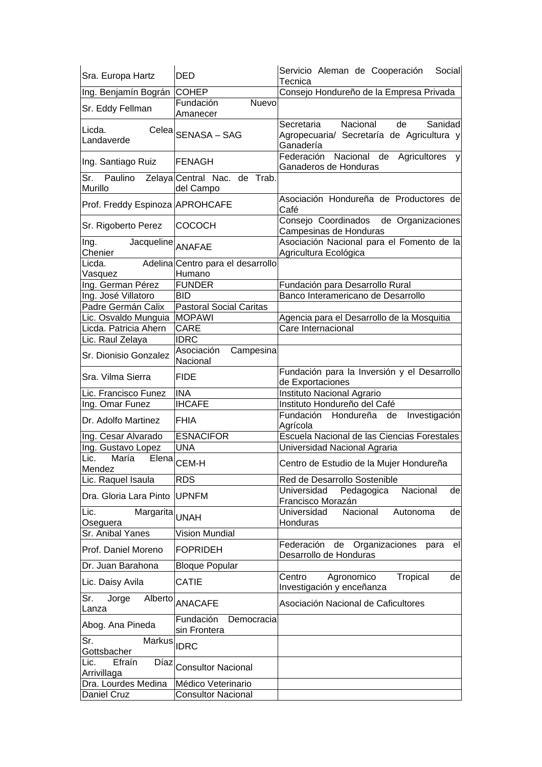| | | |
|---|---|---|
| Sra. Europa Hartz | DED | Servicio Aleman de Cooperación Social Tecnica |
| Ing. Benjamín Bográn | COHEP | Consejo Hondureño de la Empresa Privada |
| Sr. Eddy Fellman | Fundación Nuevo Amanecer | |
| Licda. Celea Landaverde | SENASA – SAG | Secretaria Nacional de Sanidad Agropecuaria/ Secretaría de Agricultura y Ganadería |
| Ing. Santiago Ruiz | FENAGH | Federación Nacional de Agricultores y Ganaderos de Honduras |
| Sr. Paulino Zelaya Murillo | Central Nac. de Trab. del Campo | |
| Prof. Freddy Espinoza | APROHCAFE | Asociación Hondureña de Productores de Café |
| Sr. Rigoberto Perez | COCOCH | Consejo Coordinados de Organizaciones Campesinas de Honduras |
| Ing. Jacqueline Chenier | ANAFAE | Asociación Nacional para el Fomento de la Agricultura Ecológica |
| Licda. Adelina Vasquez | Centro para el desarrollo Humano | |
| Ing. German Pérez | FUNDER | Fundación para Desarrollo Rural |
| Ing. José Villatoro | BID | Banco Interamericano de Desarrollo |
| Padre Germán Calix | Pastoral Social Caritas | |
| Lic. Osvaldo Munguia | MOPAWI | Agencia para el Desarrollo de la Mosquitia |
| Licda. Patricia Ahern | CARE | Care Internacional |
| Lic. Raul Zelaya | IDRC | |
| Sr. Dionisio Gonzalez | Asociación Campesina Nacional | |
| Sra. Vilma Sierra | FIDE | Fundación para la Inversión y el Desarrollo de Exportaciones |
| Lic. Francisco Funez | INA | Instituto Nacional Agrario |
| Ing. Omar Funez | IHCAFE | Instituto Hondureño del Café |
| Dr. Adolfo Martinez | FHIA | Fundación Hondureña de Investigación Agrícola |
| Ing. Cesar Alvarado | ESNACIFOR | Escuela Nacional de las Ciencias Forestales |
| Ing. Gustavo Lopez | UNA | Universidad Nacional Agraria |
| Lic. María Elena Mendez | CEM-H | Centro de Estudio de la Mujer Hondureña |
| Lic. Raquel Isaula | RDS | Red de Desarrollo Sostenible |
| Dra. Gloria Lara Pinto | UPNFM | Universidad Pedagogica Nacional de Francisco Morazán |
| Lic. Margarita Oseguera | UNAH | Universidad Nacional Autonoma de Honduras |
| Sr. Anibal Yanes | Vision Mundial | |
| Prof. Daniel Moreno | FOPRIDEH | Federación de Organizaciones para el Desarrollo de Honduras |
| Dr. Juan Barahona | Bloque Popular | |
| Lic. Daisy Avila | CATIE | Centro Agronomico Tropical de Investigación y enceñanza |
| Sr. Jorge Alberto Lanza | ANACAFE | Asociación Nacional de Caficultores |
| Abog. Ana Pineda | Fundación Democracia sin Frontera | |
| Sr. Markus Gottsbacher | IDRC | |
| Lic. Efraín Díaz Arrivillaga | Consultor Nacional | |
| Dra. Lourdes Medina | Médico Veterinario | |
| Daniel Cruz | Consultor Nacional | |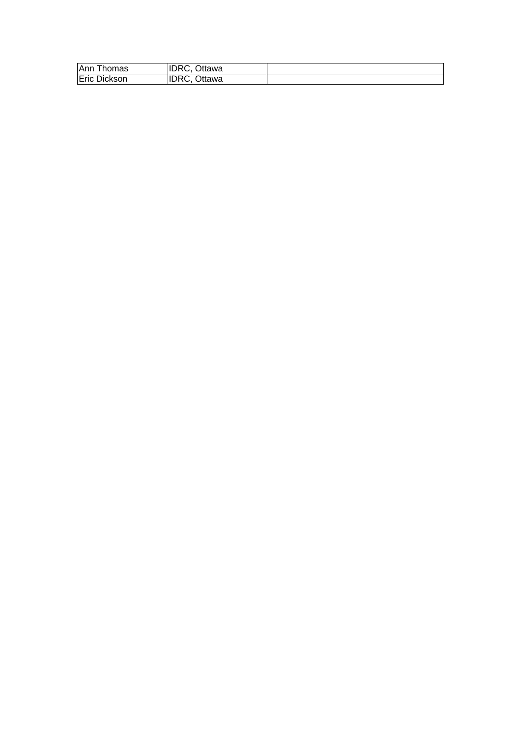| | | |
|---|---|---|
| Ann Thomas | IDRC, Ottawa | |
| Eric Dickson | IDRC, Ottawa | |